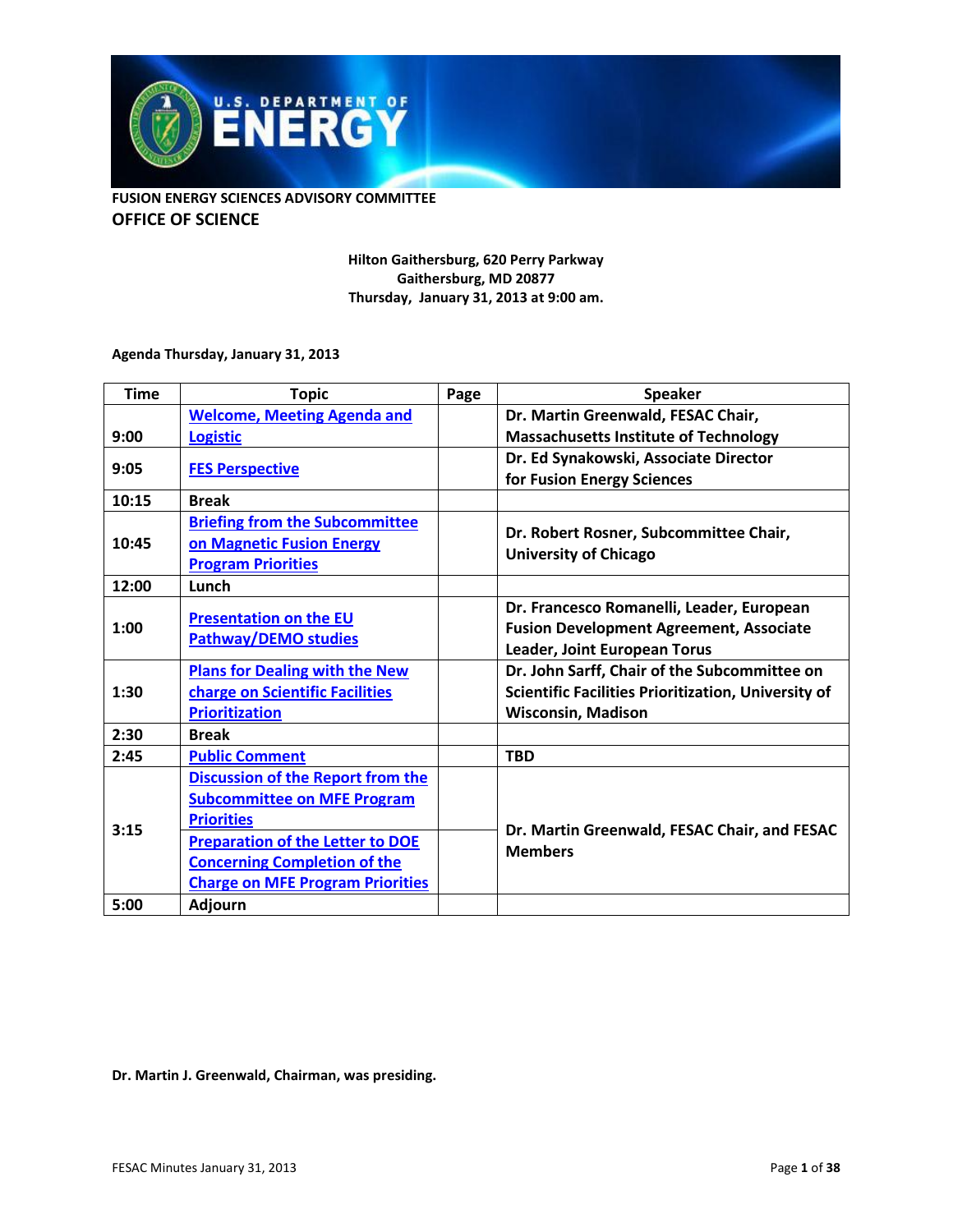FUSION ENERGY SCIENCES ADVISORY COMMITTEE

OFFICE OF SCIENCE

Hilton Gaithersburg, 620 Perry Parkway
Gaithersburg, MD 20877
Thursday, January 31, 2013 at 9:00 am.

**Agenda Thursday, January 31, 2013**

| Time | Topic | Page | Speaker |
|---|---|---|---|
| 9:00 | Welcome, Meeting Agenda and Logistic | | Dr. Martin Greenwald, FESAC Chair, Massachusetts Institute of Technology |
| 9:05 | FES Perspective | | Dr. Ed Synakowski, Associate Director for Fusion Energy Sciences |
| 10:15 | Break | | |
| 10:45 | Briefing from the Subcommittee on Magnetic Fusion Energy Program Priorities | | Dr. Robert Rosner, Subcommittee Chair, University of Chicago |
| 12:00 | Lunch | | |
| 1:00 | Presentation on the EU Pathway/DEMO studies | | Dr. Francesco Romanelli, Leader, European Fusion Development Agreement, Associate Leader, Joint European Torus |
| 1:30 | Plans for Dealing with the New charge on Scientific Facilities Prioritization | | Dr. John Sarff, Chair of the Subcommittee on Scientific Facilities Prioritization, University of Wisconsin, Madison |
| 2:30 | Break | | |
| 2:45 | Public Comment | | TBD |
| 3:15 | Discussion of the Report from the Subcommittee on MFE Program Priorities | | Dr. Martin Greenwald, FESAC Chair, and FESAC Members |
| | Preparation of the Letter to DOE Concerning Completion of the Charge on MFE Program Priorities | | |
| 5:00 | Adjourn | | |

**Dr. Martin J. Greenwald, Chairman, was presiding.**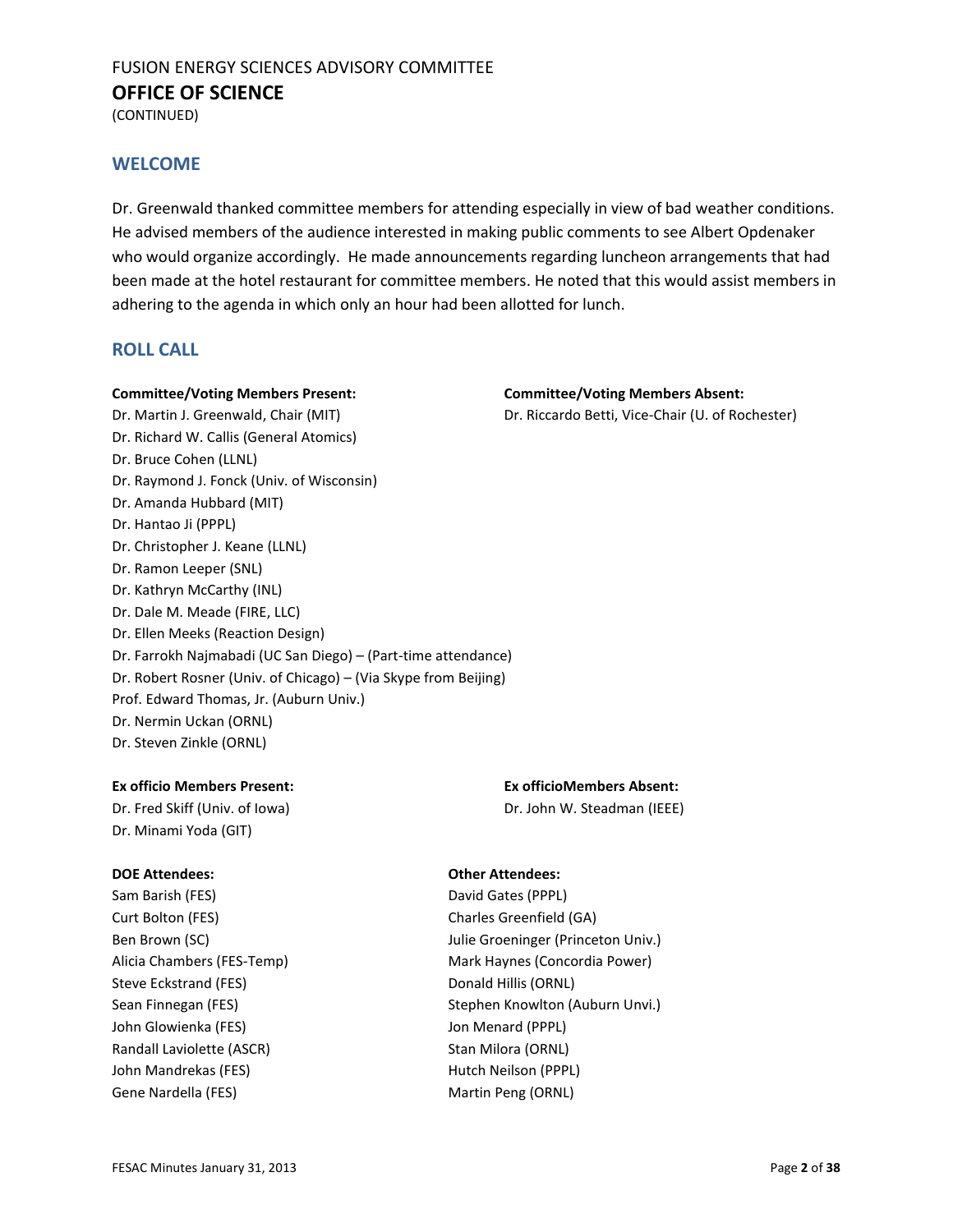FUSION ENERGY SCIENCES ADVISORY COMMITTEE

**OFFICE OF SCIENCE**

(CONTINUED)

## WELCOME

Dr. Greenwald thanked committee members for attending especially in view of bad weather conditions. He advised members of the audience interested in making public comments to see Albert Opdenaker who would organize accordingly. He made announcements regarding luncheon arrangements that had been made at the hotel restaurant for committee members. He noted that this would assist members in adhering to the agenda in which only an hour had been allotted for lunch.

## ROLL CALL

**Committee/Voting Members Present:**

Dr. Martin J. Greenwald, Chair (MIT)
Dr. Richard W. Callis (General Atomics)
Dr. Bruce Cohen (LLNL)
Dr. Raymond J. Fonck (Univ. of Wisconsin)
Dr. Amanda Hubbard (MIT)
Dr. Hantao Ji (PPPL)
Dr. Christopher J. Keane (LLNL)
Dr. Ramon Leeper (SNL)
Dr. Kathryn McCarthy (INL)
Dr. Dale M. Meade (FIRE, LLC)
Dr. Ellen Meeks (Reaction Design)
Dr. Farrokh Najmabadi (UC San Diego) – (Part-time attendance)
Dr. Robert Rosner (Univ. of Chicago) – (Via Skype from Beijing)
Prof. Edward Thomas, Jr. (Auburn Univ.)
Dr. Nermin Uckan (ORNL)
Dr. Steven Zinkle (ORNL)

**Committee/Voting Members Absent:**

Dr. Riccardo Betti, Vice-Chair (U. of Rochester)

**Ex officio Members Present:**

Dr. Fred Skiff (Univ. of Iowa)
Dr. Minami Yoda (GIT)

**Ex officioMembers Absent:**

Dr. John W. Steadman (IEEE)

**DOE Attendees:**

Sam Barish (FES)
Curt Bolton (FES)
Ben Brown (SC)
Alicia Chambers (FES-Temp)
Steve Eckstrand (FES)
Sean Finnegan (FES)
John Glowienka (FES)
Randall Laviolette (ASCR)
John Mandrekas (FES)
Gene Nardella (FES)

**Other Attendees:**

David Gates (PPPL)
Charles Greenfield (GA)
Julie Groeninger (Princeton Univ.)
Mark Haynes (Concordia Power)
Donald Hillis (ORNL)
Stephen Knowlton (Auburn Unvi.)
Jon Menard (PPPL)
Stan Milora (ORNL)
Hutch Neilson (PPPL)
Martin Peng (ORNL)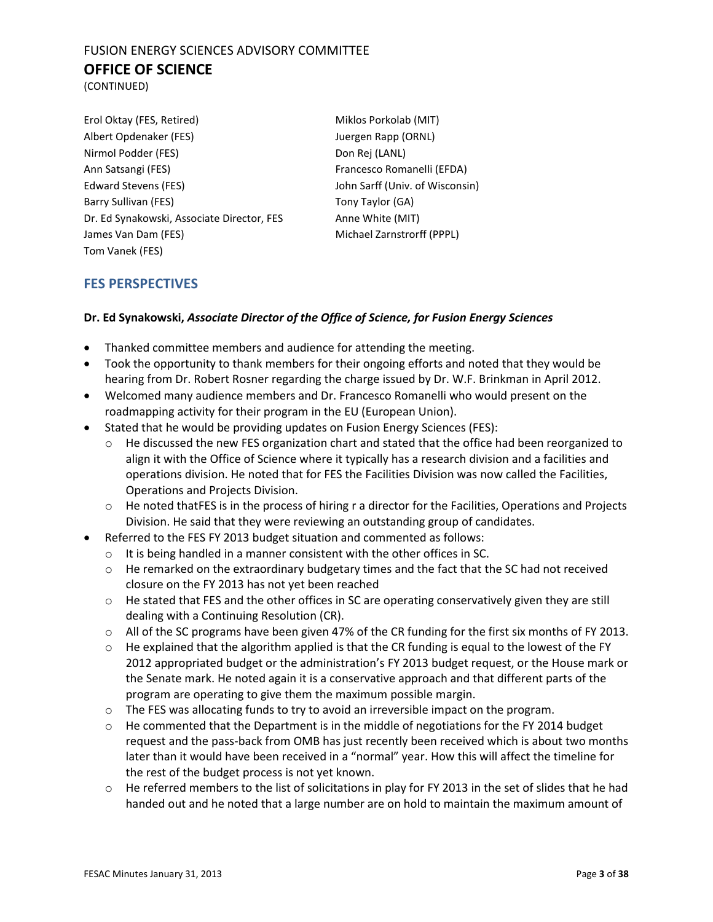FUSION ENERGY SCIENCES ADVISORY COMMITTEE

## OFFICE OF SCIENCE

(CONTINUED)

Erol Oktay (FES, Retired)
Albert Opdenaker (FES)
Nirmol Podder (FES)
Ann Satsangi (FES)
Edward Stevens (FES)
Barry Sullivan (FES)
Dr. Ed Synakowski, Associate Director, FES
James Van Dam (FES)
Tom Vanek (FES)
Miklos Porkolab (MIT)
Juergen Rapp (ORNL)
Don Rej (LANL)
Francesco Romanelli (EFDA)
John Sarff (Univ. of Wisconsin)
Tony Taylor (GA)
Anne White (MIT)
Michael Zarnstrorff (PPPL)

## FES PERSPECTIVES

**Dr. Ed Synakowski, *Associate Director of the Office of Science, for Fusion Energy Sciences***

- Thanked committee members and audience for attending the meeting.
- Took the opportunity to thank members for their ongoing efforts and noted that they would be hearing from Dr. Robert Rosner regarding the charge issued by Dr. W.F. Brinkman in April 2012.
- Welcomed many audience members and Dr. Francesco Romanelli who would present on the roadmapping activity for their program in the EU (European Union).
- Stated that he would be providing updates on Fusion Energy Sciences (FES):
  - He discussed the new FES organization chart and stated that the office had been reorganized to align it with the Office of Science where it typically has a research division and a facilities and operations division. He noted that for FES the Facilities Division was now called the Facilities, Operations and Projects Division.
  - He noted thatFES is in the process of hiring r a director for the Facilities, Operations and Projects Division. He said that they were reviewing an outstanding group of candidates.
- Referred to the FES FY 2013 budget situation and commented as follows:
  - It is being handled in a manner consistent with the other offices in SC.
  - He remarked on the extraordinary budgetary times and the fact that the SC had not received closure on the FY 2013 has not yet been reached
  - He stated that FES and the other offices in SC are operating conservatively given they are still dealing with a Continuing Resolution (CR).
  - All of the SC programs have been given 47% of the CR funding for the first six months of FY 2013.
  - He explained that the algorithm applied is that the CR funding is equal to the lowest of the FY 2012 appropriated budget or the administration's FY 2013 budget request, or the House mark or the Senate mark. He noted again it is a conservative approach and that different parts of the program are operating to give them the maximum possible margin.
  - The FES was allocating funds to try to avoid an irreversible impact on the program.
  - He commented that the Department is in the middle of negotiations for the FY 2014 budget request and the pass-back from OMB has just recently been received which is about two months later than it would have been received in a "normal" year. How this will affect the timeline for the rest of the budget process is not yet known.
  - He referred members to the list of solicitations in play for FY 2013 in the set of slides that he had handed out and he noted that a large number are on hold to maintain the maximum amount of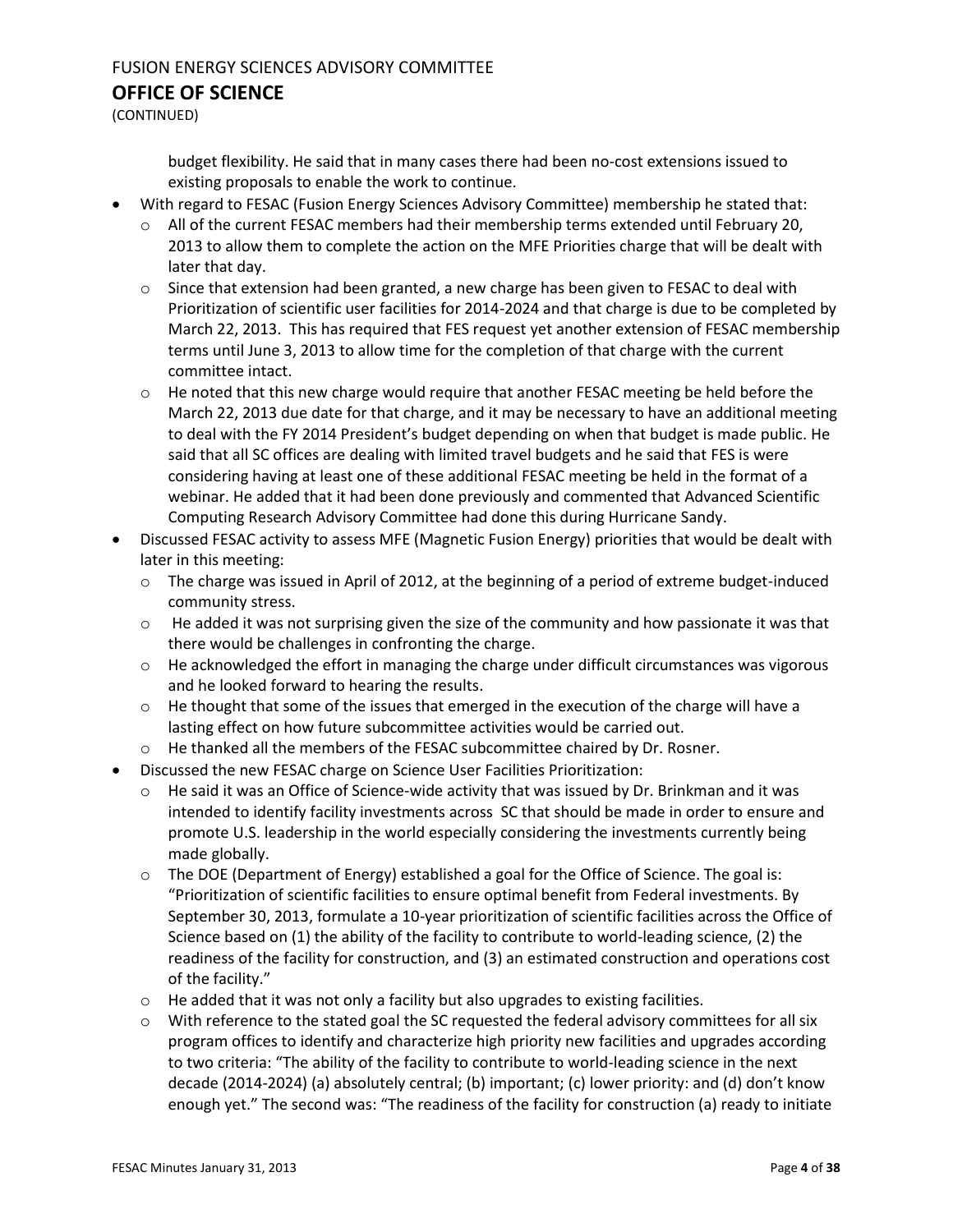budget flexibility. He said that in many cases there had been no-cost extensions issued to existing proposals to enable the work to continue.

- With regard to FESAC (Fusion Energy Sciences Advisory Committee) membership he stated that:
  - All of the current FESAC members had their membership terms extended until February 20, 2013 to allow them to complete the action on the MFE Priorities charge that will be dealt with later that day.
  - Since that extension had been granted, a new charge has been given to FESAC to deal with Prioritization of scientific user facilities for 2014-2024 and that charge is due to be completed by March 22, 2013. This has required that FES request yet another extension of FESAC membership terms until June 3, 2013 to allow time for the completion of that charge with the current committee intact.
  - He noted that this new charge would require that another FESAC meeting be held before the March 22, 2013 due date for that charge, and it may be necessary to have an additional meeting to deal with the FY 2014 President's budget depending on when that budget is made public. He said that all SC offices are dealing with limited travel budgets and he said that FES is were considering having at least one of these additional FESAC meeting be held in the format of a webinar. He added that it had been done previously and commented that Advanced Scientific Computing Research Advisory Committee had done this during Hurricane Sandy.
- Discussed FESAC activity to assess MFE (Magnetic Fusion Energy) priorities that would be dealt with later in this meeting:
  - The charge was issued in April of 2012, at the beginning of a period of extreme budget-induced community stress.
  - He added it was not surprising given the size of the community and how passionate it was that there would be challenges in confronting the charge.
  - He acknowledged the effort in managing the charge under difficult circumstances was vigorous and he looked forward to hearing the results.
  - He thought that some of the issues that emerged in the execution of the charge will have a lasting effect on how future subcommittee activities would be carried out.
  - He thanked all the members of the FESAC subcommittee chaired by Dr. Rosner.
- Discussed the new FESAC charge on Science User Facilities Prioritization:
  - He said it was an Office of Science-wide activity that was issued by Dr. Brinkman and it was intended to identify facility investments across SC that should be made in order to ensure and promote U.S. leadership in the world especially considering the investments currently being made globally.
  - The DOE (Department of Energy) established a goal for the Office of Science. The goal is: "Prioritization of scientific facilities to ensure optimal benefit from Federal investments. By September 30, 2013, formulate a 10-year prioritization of scientific facilities across the Office of Science based on (1) the ability of the facility to contribute to world-leading science, (2) the readiness of the facility for construction, and (3) an estimated construction and operations cost of the facility."
  - He added that it was not only a facility but also upgrades to existing facilities.
  - With reference to the stated goal the SC requested the federal advisory committees for all six program offices to identify and characterize high priority new facilities and upgrades according to two criteria: "The ability of the facility to contribute to world-leading science in the next decade (2014-2024) (a) absolutely central; (b) important; (c) lower priority: and (d) don't know enough yet." The second was: "The readiness of the facility for construction (a) ready to initiate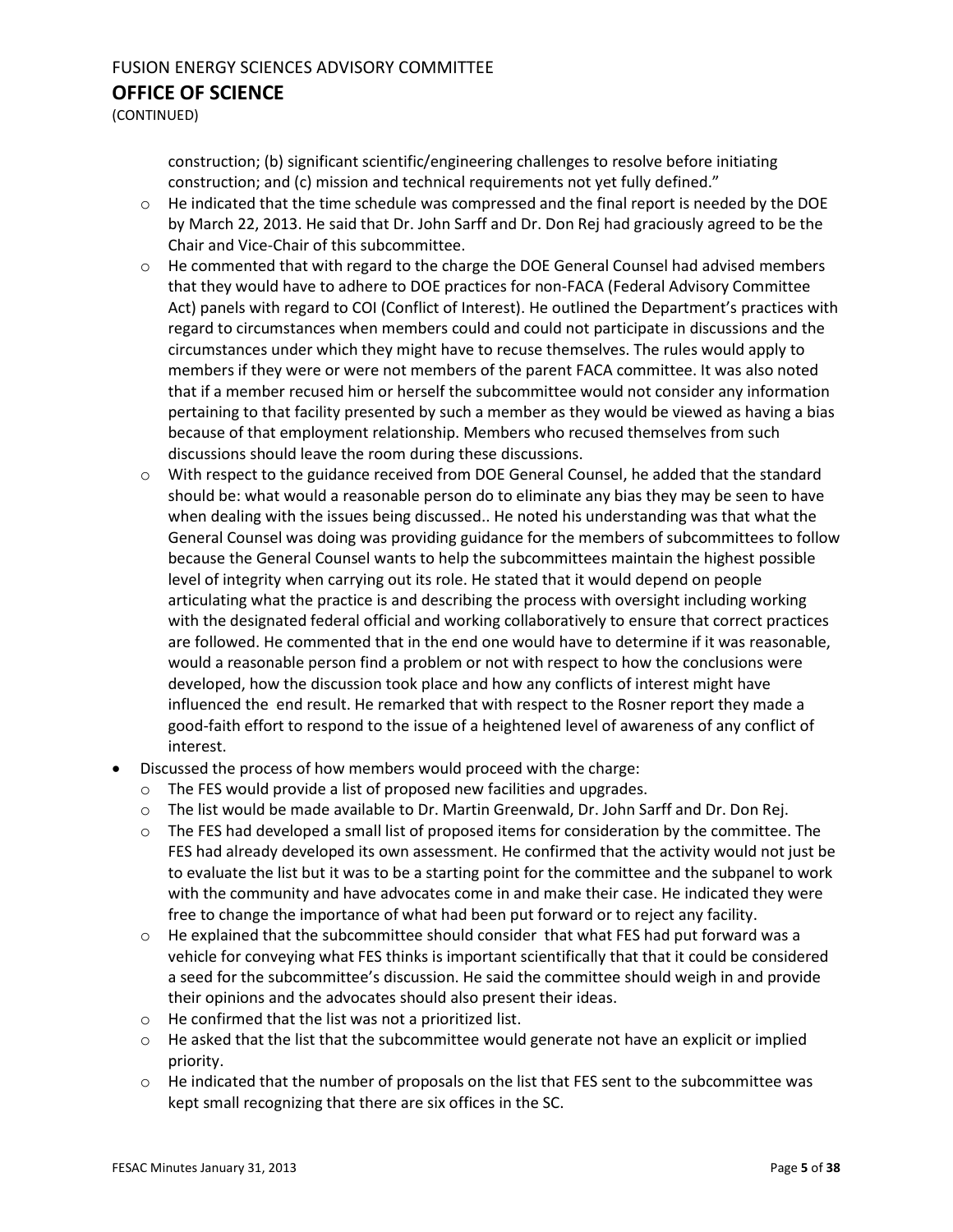construction; (b) significant scientific/engineering challenges to resolve before initiating construction; and (c) mission and technical requirements not yet fully defined."

  - He indicated that the time schedule was compressed and the final report is needed by the DOE by March 22, 2013. He said that Dr. John Sarff and Dr. Don Rej had graciously agreed to be the Chair and Vice-Chair of this subcommittee.
  - He commented that with regard to the charge the DOE General Counsel had advised members that they would have to adhere to DOE practices for non-FACA (Federal Advisory Committee Act) panels with regard to COI (Conflict of Interest). He outlined the Department's practices with regard to circumstances when members could and could not participate in discussions and the circumstances under which they might have to recuse themselves. The rules would apply to members if they were or were not members of the parent FACA committee. It was also noted that if a member recused him or herself the subcommittee would not consider any information pertaining to that facility presented by such a member as they would be viewed as having a bias because of that employment relationship. Members who recused themselves from such discussions should leave the room during these discussions.
  - With respect to the guidance received from DOE General Counsel, he added that the standard should be: what would a reasonable person do to eliminate any bias they may be seen to have when dealing with the issues being discussed.. He noted his understanding was that what the General Counsel was doing was providing guidance for the members of subcommittees to follow because the General Counsel wants to help the subcommittees maintain the highest possible level of integrity when carrying out its role. He stated that it would depend on people articulating what the practice is and describing the process with oversight including working with the designated federal official and working collaboratively to ensure that correct practices are followed. He commented that in the end one would have to determine if it was reasonable, would a reasonable person find a problem or not with respect to how the conclusions were developed, how the discussion took place and how any conflicts of interest might have influenced the end result. He remarked that with respect to the Rosner report they made a good-faith effort to respond to the issue of a heightened level of awareness of any conflict of interest.

- Discussed the process of how members would proceed with the charge:
  - The FES would provide a list of proposed new facilities and upgrades.
  - The list would be made available to Dr. Martin Greenwald, Dr. John Sarff and Dr. Don Rej.
  - The FES had developed a small list of proposed items for consideration by the committee. The FES had already developed its own assessment. He confirmed that the activity would not just be to evaluate the list but it was to be a starting point for the committee and the subpanel to work with the community and have advocates come in and make their case. He indicated they were free to change the importance of what had been put forward or to reject any facility.
  - He explained that the subcommittee should consider that what FES had put forward was a vehicle for conveying what FES thinks is important scientifically that that it could be considered a seed for the subcommittee's discussion. He said the committee should weigh in and provide their opinions and the advocates should also present their ideas.
  - He confirmed that the list was not a prioritized list.
  - He asked that the list that the subcommittee would generate not have an explicit or implied priority.
  - He indicated that the number of proposals on the list that FES sent to the subcommittee was kept small recognizing that there are six offices in the SC.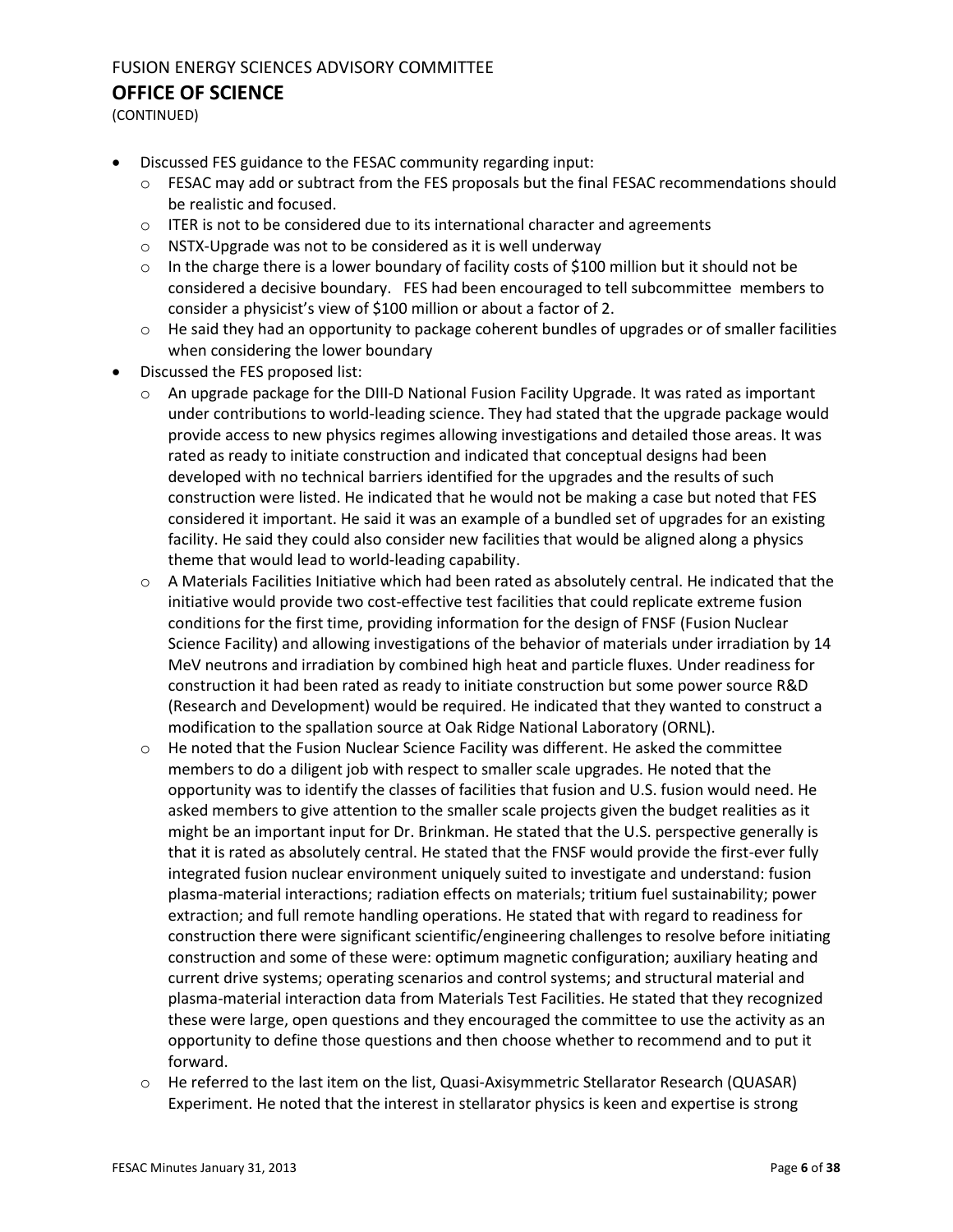FUSION ENERGY SCIENCES ADVISORY COMMITTEE

## OFFICE OF SCIENCE

(CONTINUED)

- Discussed FES guidance to the FESAC community regarding input:
  - FESAC may add or subtract from the FES proposals but the final FESAC recommendations should be realistic and focused.
  - ITER is not to be considered due to its international character and agreements
  - NSTX-Upgrade was not to be considered as it is well underway
  - In the charge there is a lower boundary of facility costs of $100 million but it should not be considered a decisive boundary. FES had been encouraged to tell subcommittee members to consider a physicist's view of $100 million or about a factor of 2.
  - He said they had an opportunity to package coherent bundles of upgrades or of smaller facilities when considering the lower boundary
- Discussed the FES proposed list:
  - An upgrade package for the DIII-D National Fusion Facility Upgrade. It was rated as important under contributions to world-leading science. They had stated that the upgrade package would provide access to new physics regimes allowing investigations and detailed those areas. It was rated as ready to initiate construction and indicated that conceptual designs had been developed with no technical barriers identified for the upgrades and the results of such construction were listed. He indicated that he would not be making a case but noted that FES considered it important. He said it was an example of a bundled set of upgrades for an existing facility. He said they could also consider new facilities that would be aligned along a physics theme that would lead to world-leading capability.
  - A Materials Facilities Initiative which had been rated as absolutely central. He indicated that the initiative would provide two cost-effective test facilities that could replicate extreme fusion conditions for the first time, providing information for the design of FNSF (Fusion Nuclear Science Facility) and allowing investigations of the behavior of materials under irradiation by 14 MeV neutrons and irradiation by combined high heat and particle fluxes. Under readiness for construction it had been rated as ready to initiate construction but some power source R&D (Research and Development) would be required. He indicated that they wanted to construct a modification to the spallation source at Oak Ridge National Laboratory (ORNL).
  - He noted that the Fusion Nuclear Science Facility was different. He asked the committee members to do a diligent job with respect to smaller scale upgrades. He noted that the opportunity was to identify the classes of facilities that fusion and U.S. fusion would need. He asked members to give attention to the smaller scale projects given the budget realities as it might be an important input for Dr. Brinkman. He stated that the U.S. perspective generally is that it is rated as absolutely central. He stated that the FNSF would provide the first-ever fully integrated fusion nuclear environment uniquely suited to investigate and understand: fusion plasma-material interactions; radiation effects on materials; tritium fuel sustainability; power extraction; and full remote handling operations. He stated that with regard to readiness for construction there were significant scientific/engineering challenges to resolve before initiating construction and some of these were: optimum magnetic configuration; auxiliary heating and current drive systems; operating scenarios and control systems; and structural material and plasma-material interaction data from Materials Test Facilities. He stated that they recognized these were large, open questions and they encouraged the committee to use the activity as an opportunity to define those questions and then choose whether to recommend and to put it forward.
  - He referred to the last item on the list, Quasi-Axisymmetric Stellarator Research (QUASAR) Experiment. He noted that the interest in stellarator physics is keen and expertise is strong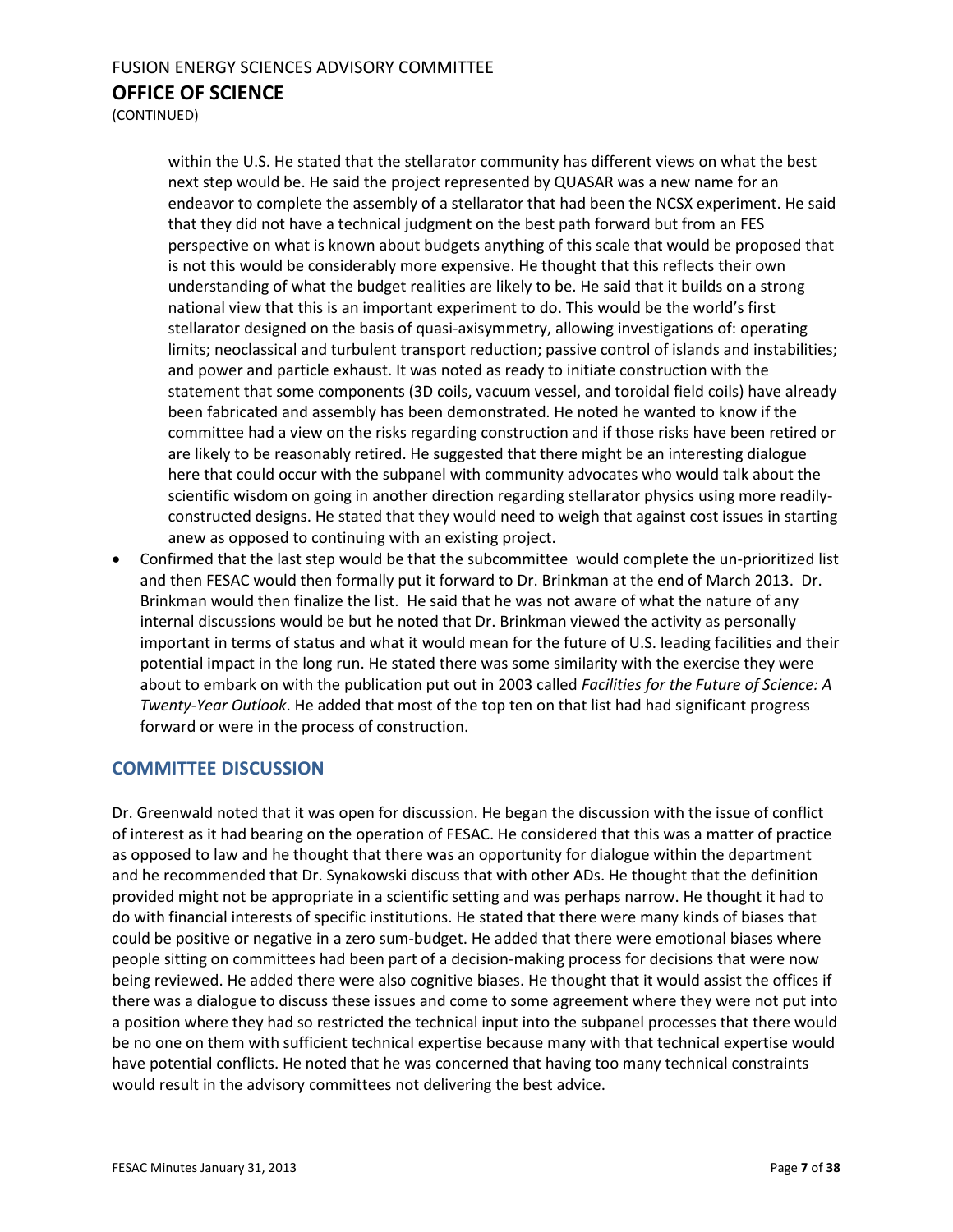within the U.S. He stated that the stellarator community has different views on what the best next step would be. He said the project represented by QUASAR was a new name for an endeavor to complete the assembly of a stellarator that had been the NCSX experiment. He said that they did not have a technical judgment on the best path forward but from an FES perspective on what is known about budgets anything of this scale that would be proposed that is not this would be considerably more expensive. He thought that this reflects their own understanding of what the budget realities are likely to be. He said that it builds on a strong national view that this is an important experiment to do. This would be the world's first stellarator designed on the basis of quasi-axisymmetry, allowing investigations of: operating limits; neoclassical and turbulent transport reduction; passive control of islands and instabilities; and power and particle exhaust. It was noted as ready to initiate construction with the statement that some components (3D coils, vacuum vessel, and toroidal field coils) have already been fabricated and assembly has been demonstrated. He noted he wanted to know if the committee had a view on the risks regarding construction and if those risks have been retired or are likely to be reasonably retired. He suggested that there might be an interesting dialogue here that could occur with the subpanel with community advocates who would talk about the scientific wisdom on going in another direction regarding stellarator physics using more readily-constructed designs. He stated that they would need to weigh that against cost issues in starting anew as opposed to continuing with an existing project.

- Confirmed that the last step would be that the subcommittee would complete the un-prioritized list and then FESAC would then formally put it forward to Dr. Brinkman at the end of March 2013. Dr. Brinkman would then finalize the list. He said that he was not aware of what the nature of any internal discussions would be but he noted that Dr. Brinkman viewed the activity as personally important in terms of status and what it would mean for the future of U.S. leading facilities and their potential impact in the long run. He stated there was some similarity with the exercise they were about to embark on with the publication put out in 2003 called *Facilities for the Future of Science: A Twenty-Year Outlook*. He added that most of the top ten on that list had had significant progress forward or were in the process of construction.

## COMMITTEE DISCUSSION

Dr. Greenwald noted that it was open for discussion. He began the discussion with the issue of conflict of interest as it had bearing on the operation of FESAC. He considered that this was a matter of practice as opposed to law and he thought that there was an opportunity for dialogue within the department and he recommended that Dr. Synakowski discuss that with other ADs. He thought that the definition provided might not be appropriate in a scientific setting and was perhaps narrow. He thought it had to do with financial interests of specific institutions. He stated that there were many kinds of biases that could be positive or negative in a zero sum-budget. He added that there were emotional biases where people sitting on committees had been part of a decision-making process for decisions that were now being reviewed. He added there were also cognitive biases. He thought that it would assist the offices if there was a dialogue to discuss these issues and come to some agreement where they were not put into a position where they had so restricted the technical input into the subpanel processes that there would be no one on them with sufficient technical expertise because many with that technical expertise would have potential conflicts. He noted that he was concerned that having too many technical constraints would result in the advisory committees not delivering the best advice.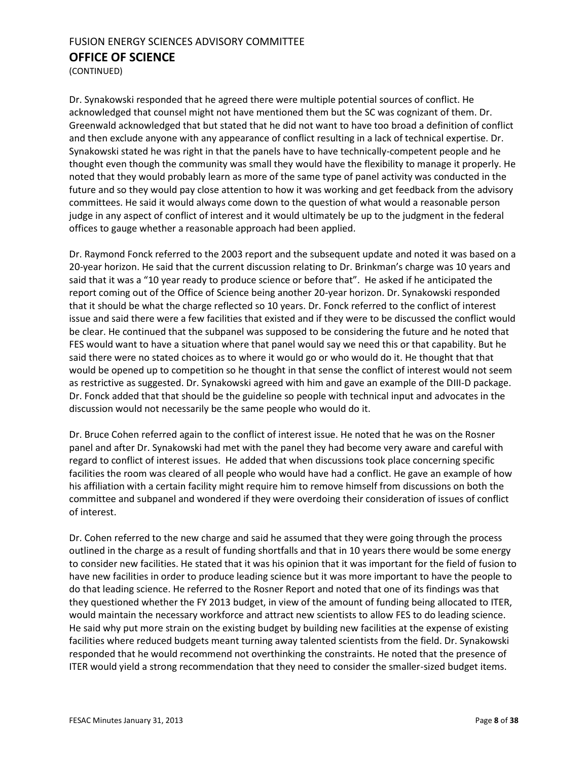Dr. Synakowski responded that he agreed there were multiple potential sources of conflict. He acknowledged that counsel might not have mentioned them but the SC was cognizant of them. Dr. Greenwald acknowledged that but stated that he did not want to have too broad a definition of conflict and then exclude anyone with any appearance of conflict resulting in a lack of technical expertise. Dr. Synakowski stated he was right in that the panels have to have technically-competent people and he thought even though the community was small they would have the flexibility to manage it properly. He noted that they would probably learn as more of the same type of panel activity was conducted in the future and so they would pay close attention to how it was working and get feedback from the advisory committees. He said it would always come down to the question of what would a reasonable person judge in any aspect of conflict of interest and it would ultimately be up to the judgment in the federal offices to gauge whether a reasonable approach had been applied.

Dr. Raymond Fonck referred to the 2003 report and the subsequent update and noted it was based on a 20-year horizon. He said that the current discussion relating to Dr. Brinkman's charge was 10 years and said that it was a "10 year ready to produce science or before that". He asked if he anticipated the report coming out of the Office of Science being another 20-year horizon. Dr. Synakowski responded that it should be what the charge reflected so 10 years. Dr. Fonck referred to the conflict of interest issue and said there were a few facilities that existed and if they were to be discussed the conflict would be clear. He continued that the subpanel was supposed to be considering the future and he noted that FES would want to have a situation where that panel would say we need this or that capability. But he said there were no stated choices as to where it would go or who would do it. He thought that that would be opened up to competition so he thought in that sense the conflict of interest would not seem as restrictive as suggested. Dr. Synakowski agreed with him and gave an example of the DIII-D package. Dr. Fonck added that that should be the guideline so people with technical input and advocates in the discussion would not necessarily be the same people who would do it.

Dr. Bruce Cohen referred again to the conflict of interest issue. He noted that he was on the Rosner panel and after Dr. Synakowski had met with the panel they had become very aware and careful with regard to conflict of interest issues. He added that when discussions took place concerning specific facilities the room was cleared of all people who would have had a conflict. He gave an example of how his affiliation with a certain facility might require him to remove himself from discussions on both the committee and subpanel and wondered if they were overdoing their consideration of issues of conflict of interest.

Dr. Cohen referred to the new charge and said he assumed that they were going through the process outlined in the charge as a result of funding shortfalls and that in 10 years there would be some energy to consider new facilities. He stated that it was his opinion that it was important for the field of fusion to have new facilities in order to produce leading science but it was more important to have the people to do that leading science. He referred to the Rosner Report and noted that one of its findings was that they questioned whether the FY 2013 budget, in view of the amount of funding being allocated to ITER, would maintain the necessary workforce and attract new scientists to allow FES to do leading science. He said why put more strain on the existing budget by building new facilities at the expense of existing facilities where reduced budgets meant turning away talented scientists from the field. Dr. Synakowski responded that he would recommend not overthinking the constraints. He noted that the presence of ITER would yield a strong recommendation that they need to consider the smaller-sized budget items.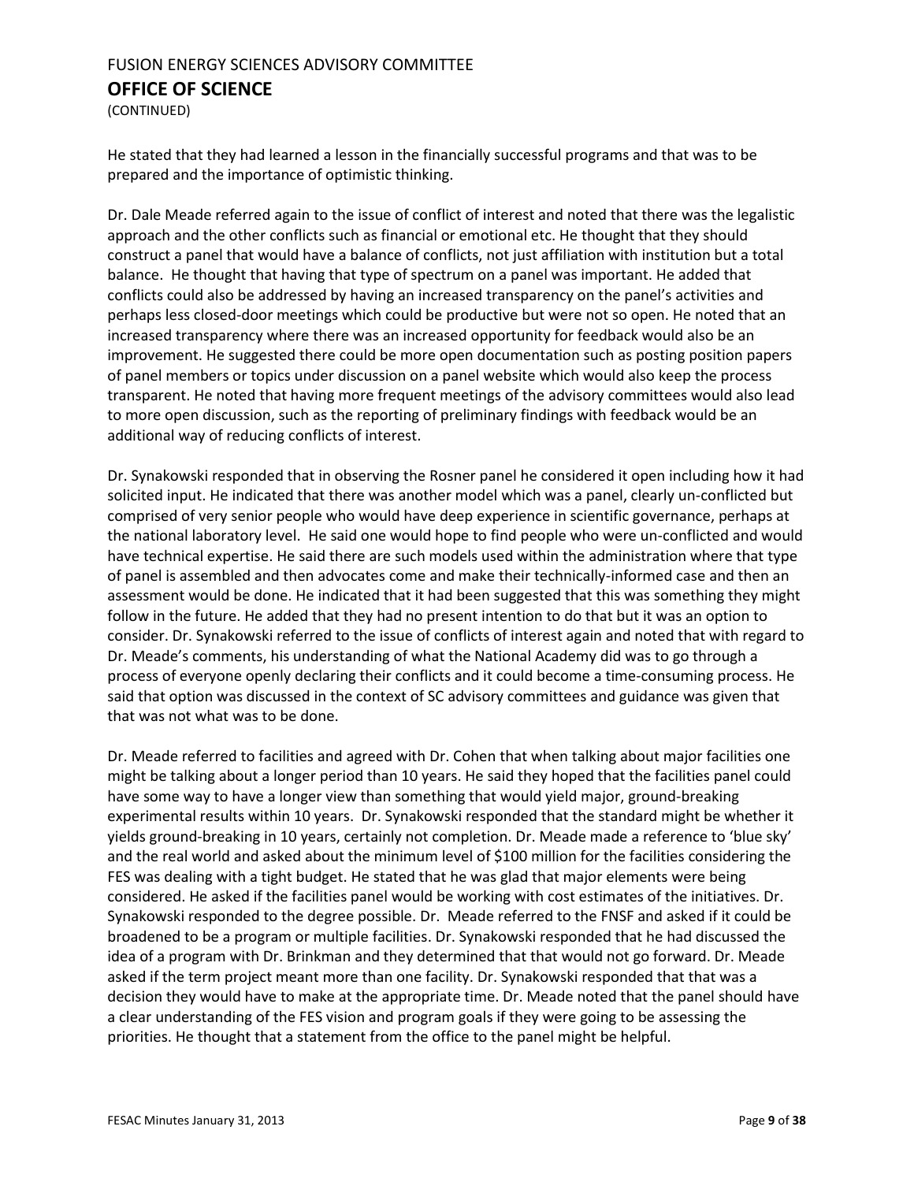He stated that they had learned a lesson in the financially successful programs and that was to be prepared and the importance of optimistic thinking.

Dr. Dale Meade referred again to the issue of conflict of interest and noted that there was the legalistic approach and the other conflicts such as financial or emotional etc. He thought that they should construct a panel that would have a balance of conflicts, not just affiliation with institution but a total balance. He thought that having that type of spectrum on a panel was important. He added that conflicts could also be addressed by having an increased transparency on the panel's activities and perhaps less closed-door meetings which could be productive but were not so open. He noted that an increased transparency where there was an increased opportunity for feedback would also be an improvement. He suggested there could be more open documentation such as posting position papers of panel members or topics under discussion on a panel website which would also keep the process transparent. He noted that having more frequent meetings of the advisory committees would also lead to more open discussion, such as the reporting of preliminary findings with feedback would be an additional way of reducing conflicts of interest.

Dr. Synakowski responded that in observing the Rosner panel he considered it open including how it had solicited input. He indicated that there was another model which was a panel, clearly un-conflicted but comprised of very senior people who would have deep experience in scientific governance, perhaps at the national laboratory level. He said one would hope to find people who were un-conflicted and would have technical expertise. He said there are such models used within the administration where that type of panel is assembled and then advocates come and make their technically-informed case and then an assessment would be done. He indicated that it had been suggested that this was something they might follow in the future. He added that they had no present intention to do that but it was an option to consider. Dr. Synakowski referred to the issue of conflicts of interest again and noted that with regard to Dr. Meade's comments, his understanding of what the National Academy did was to go through a process of everyone openly declaring their conflicts and it could become a time-consuming process. He said that option was discussed in the context of SC advisory committees and guidance was given that that was not what was to be done.

Dr. Meade referred to facilities and agreed with Dr. Cohen that when talking about major facilities one might be talking about a longer period than 10 years. He said they hoped that the facilities panel could have some way to have a longer view than something that would yield major, ground-breaking experimental results within 10 years. Dr. Synakowski responded that the standard might be whether it yields ground-breaking in 10 years, certainly not completion. Dr. Meade made a reference to 'blue sky' and the real world and asked about the minimum level of $100 million for the facilities considering the FES was dealing with a tight budget. He stated that he was glad that major elements were being considered. He asked if the facilities panel would be working with cost estimates of the initiatives. Dr. Synakowski responded to the degree possible. Dr. Meade referred to the FNSF and asked if it could be broadened to be a program or multiple facilities. Dr. Synakowski responded that he had discussed the idea of a program with Dr. Brinkman and they determined that that would not go forward. Dr. Meade asked if the term project meant more than one facility. Dr. Synakowski responded that that was a decision they would have to make at the appropriate time. Dr. Meade noted that the panel should have a clear understanding of the FES vision and program goals if they were going to be assessing the priorities. He thought that a statement from the office to the panel might be helpful.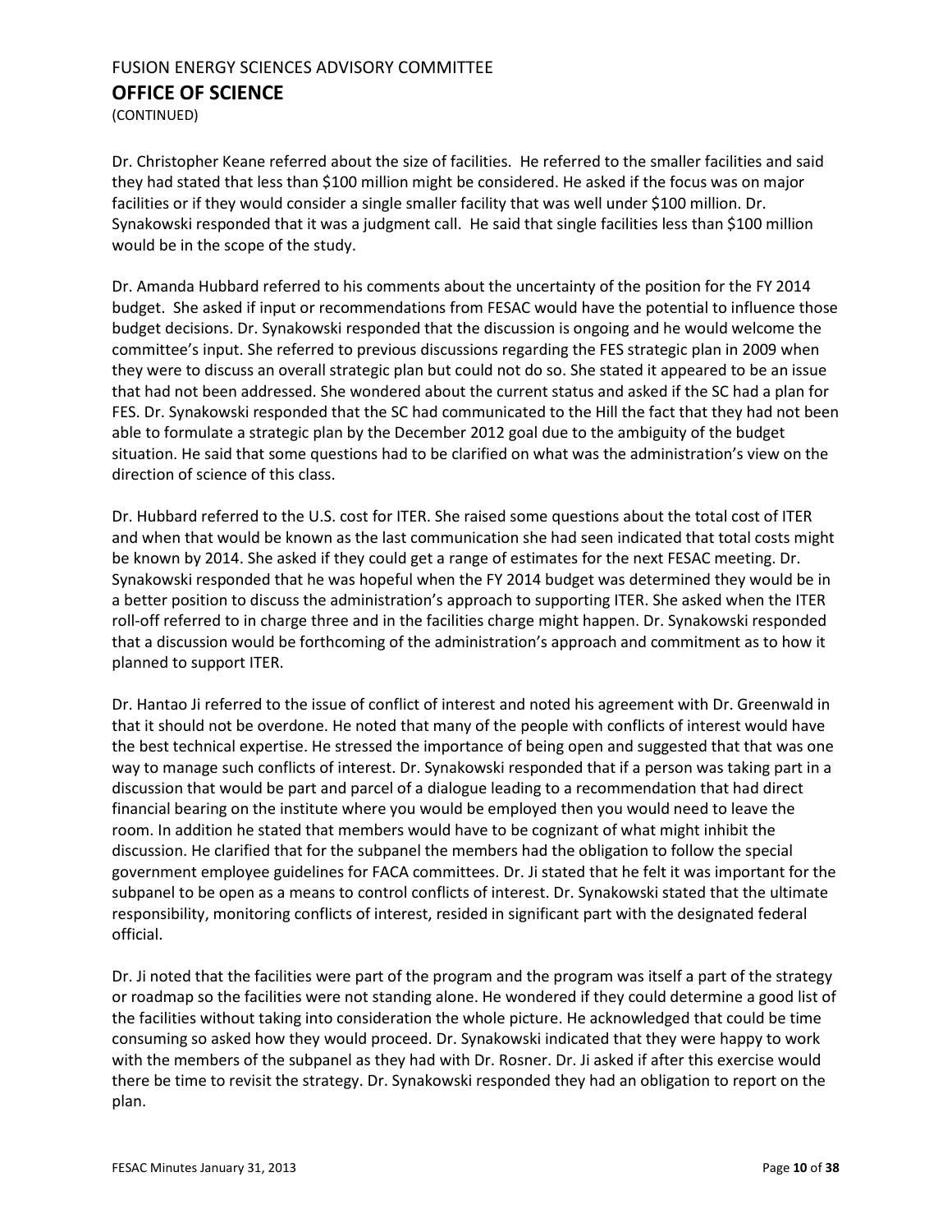Dr. Christopher Keane referred about the size of facilities. He referred to the smaller facilities and said they had stated that less than $100 million might be considered. He asked if the focus was on major facilities or if they would consider a single smaller facility that was well under $100 million. Dr. Synakowski responded that it was a judgment call. He said that single facilities less than $100 million would be in the scope of the study.

Dr. Amanda Hubbard referred to his comments about the uncertainty of the position for the FY 2014 budget. She asked if input or recommendations from FESAC would have the potential to influence those budget decisions. Dr. Synakowski responded that the discussion is ongoing and he would welcome the committee's input. She referred to previous discussions regarding the FES strategic plan in 2009 when they were to discuss an overall strategic plan but could not do so. She stated it appeared to be an issue that had not been addressed. She wondered about the current status and asked if the SC had a plan for FES. Dr. Synakowski responded that the SC had communicated to the Hill the fact that they had not been able to formulate a strategic plan by the December 2012 goal due to the ambiguity of the budget situation. He said that some questions had to be clarified on what was the administration's view on the direction of science of this class.

Dr. Hubbard referred to the U.S. cost for ITER. She raised some questions about the total cost of ITER and when that would be known as the last communication she had seen indicated that total costs might be known by 2014. She asked if they could get a range of estimates for the next FESAC meeting. Dr. Synakowski responded that he was hopeful when the FY 2014 budget was determined they would be in a better position to discuss the administration's approach to supporting ITER. She asked when the ITER roll-off referred to in charge three and in the facilities charge might happen. Dr. Synakowski responded that a discussion would be forthcoming of the administration's approach and commitment as to how it planned to support ITER.

Dr. Hantao Ji referred to the issue of conflict of interest and noted his agreement with Dr. Greenwald in that it should not be overdone. He noted that many of the people with conflicts of interest would have the best technical expertise. He stressed the importance of being open and suggested that that was one way to manage such conflicts of interest. Dr. Synakowski responded that if a person was taking part in a discussion that would be part and parcel of a dialogue leading to a recommendation that had direct financial bearing on the institute where you would be employed then you would need to leave the room. In addition he stated that members would have to be cognizant of what might inhibit the discussion. He clarified that for the subpanel the members had the obligation to follow the special government employee guidelines for FACA committees. Dr. Ji stated that he felt it was important for the subpanel to be open as a means to control conflicts of interest. Dr. Synakowski stated that the ultimate responsibility, monitoring conflicts of interest, resided in significant part with the designated federal official.

Dr. Ji noted that the facilities were part of the program and the program was itself a part of the strategy or roadmap so the facilities were not standing alone. He wondered if they could determine a good list of the facilities without taking into consideration the whole picture. He acknowledged that could be time consuming so asked how they would proceed. Dr. Synakowski indicated that they were happy to work with the members of the subpanel as they had with Dr. Rosner. Dr. Ji asked if after this exercise would there be time to revisit the strategy. Dr. Synakowski responded they had an obligation to report on the plan.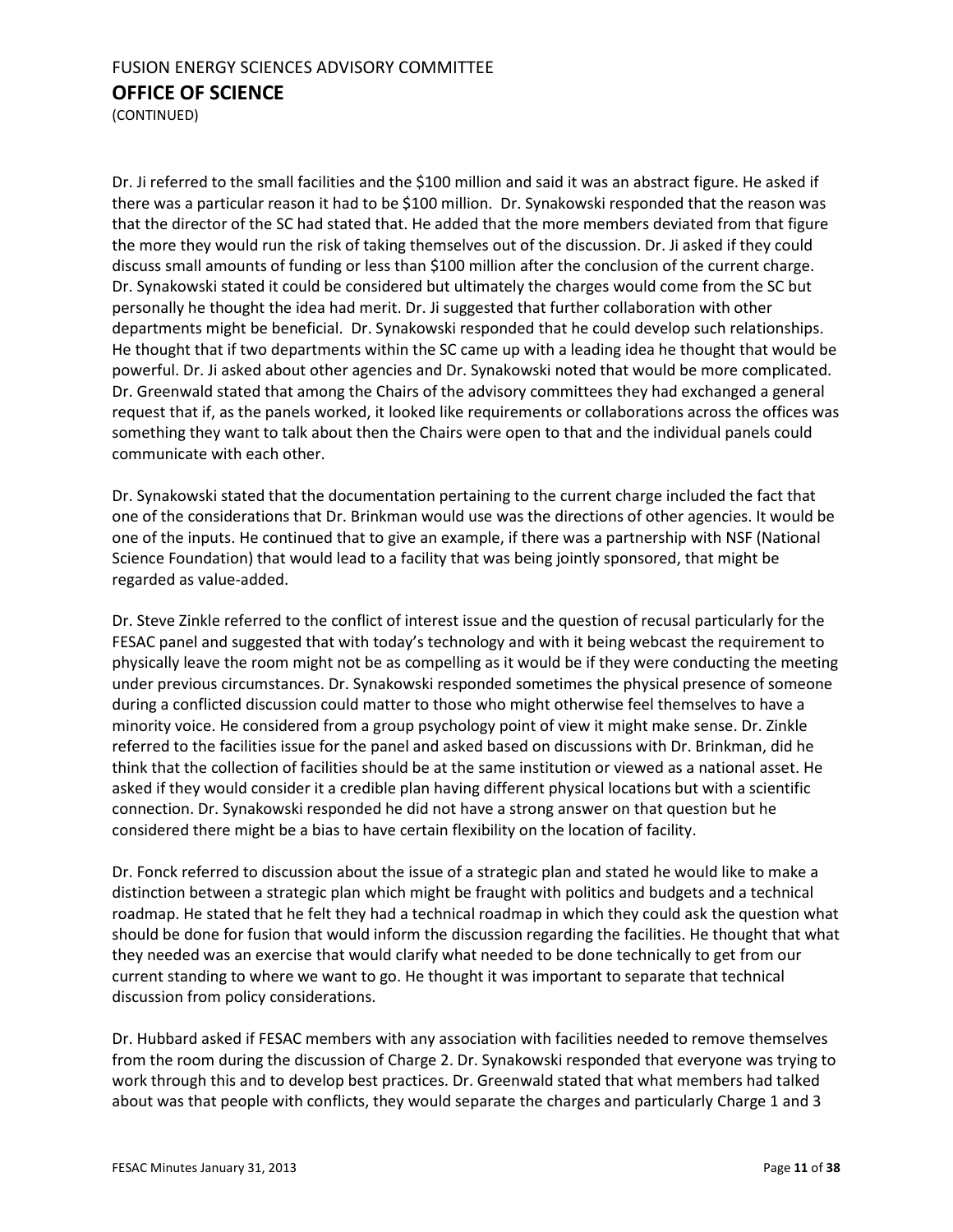Dr. Ji referred to the small facilities and the $100 million and said it was an abstract figure. He asked if there was a particular reason it had to be $100 million. Dr. Synakowski responded that the reason was that the director of the SC had stated that. He added that the more members deviated from that figure the more they would run the risk of taking themselves out of the discussion. Dr. Ji asked if they could discuss small amounts of funding or less than $100 million after the conclusion of the current charge. Dr. Synakowski stated it could be considered but ultimately the charges would come from the SC but personally he thought the idea had merit. Dr. Ji suggested that further collaboration with other departments might be beneficial. Dr. Synakowski responded that he could develop such relationships. He thought that if two departments within the SC came up with a leading idea he thought that would be powerful. Dr. Ji asked about other agencies and Dr. Synakowski noted that would be more complicated. Dr. Greenwald stated that among the Chairs of the advisory committees they had exchanged a general request that if, as the panels worked, it looked like requirements or collaborations across the offices was something they want to talk about then the Chairs were open to that and the individual panels could communicate with each other.

Dr. Synakowski stated that the documentation pertaining to the current charge included the fact that one of the considerations that Dr. Brinkman would use was the directions of other agencies. It would be one of the inputs. He continued that to give an example, if there was a partnership with NSF (National Science Foundation) that would lead to a facility that was being jointly sponsored, that might be regarded as value-added.

Dr. Steve Zinkle referred to the conflict of interest issue and the question of recusal particularly for the FESAC panel and suggested that with today's technology and with it being webcast the requirement to physically leave the room might not be as compelling as it would be if they were conducting the meeting under previous circumstances. Dr. Synakowski responded sometimes the physical presence of someone during a conflicted discussion could matter to those who might otherwise feel themselves to have a minority voice. He considered from a group psychology point of view it might make sense. Dr. Zinkle referred to the facilities issue for the panel and asked based on discussions with Dr. Brinkman, did he think that the collection of facilities should be at the same institution or viewed as a national asset. He asked if they would consider it a credible plan having different physical locations but with a scientific connection. Dr. Synakowski responded he did not have a strong answer on that question but he considered there might be a bias to have certain flexibility on the location of facility.

Dr. Fonck referred to discussion about the issue of a strategic plan and stated he would like to make a distinction between a strategic plan which might be fraught with politics and budgets and a technical roadmap. He stated that he felt they had a technical roadmap in which they could ask the question what should be done for fusion that would inform the discussion regarding the facilities. He thought that what they needed was an exercise that would clarify what needed to be done technically to get from our current standing to where we want to go. He thought it was important to separate that technical discussion from policy considerations.

Dr. Hubbard asked if FESAC members with any association with facilities needed to remove themselves from the room during the discussion of Charge 2. Dr. Synakowski responded that everyone was trying to work through this and to develop best practices. Dr. Greenwald stated that what members had talked about was that people with conflicts, they would separate the charges and particularly Charge 1 and 3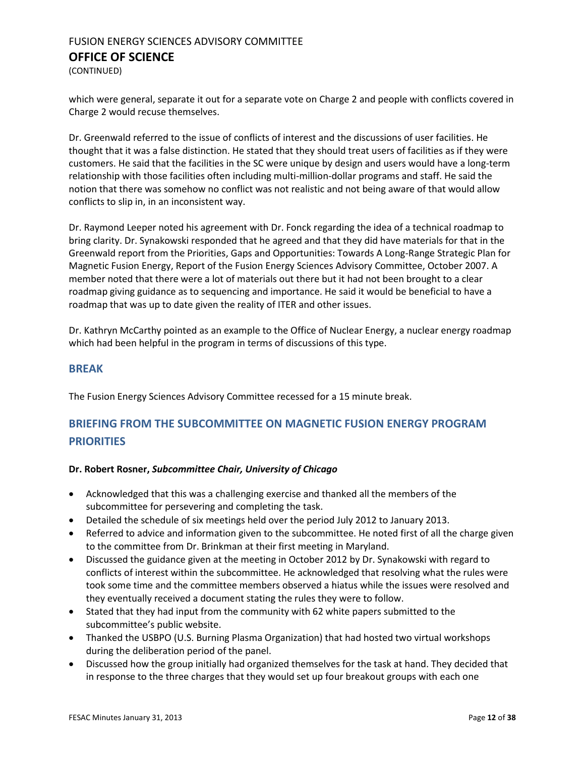which were general, separate it out for a separate vote on Charge 2 and people with conflicts covered in Charge 2 would recuse themselves.

Dr. Greenwald referred to the issue of conflicts of interest and the discussions of user facilities. He thought that it was a false distinction. He stated that they should treat users of facilities as if they were customers. He said that the facilities in the SC were unique by design and users would have a long-term relationship with those facilities often including multi-million-dollar programs and staff. He said the notion that there was somehow no conflict was not realistic and not being aware of that would allow conflicts to slip in, in an inconsistent way.

Dr. Raymond Leeper noted his agreement with Dr. Fonck regarding the idea of a technical roadmap to bring clarity. Dr. Synakowski responded that he agreed and that they did have materials for that in the Greenwald report from the Priorities, Gaps and Opportunities: Towards A Long-Range Strategic Plan for Magnetic Fusion Energy, Report of the Fusion Energy Sciences Advisory Committee, October 2007. A member noted that there were a lot of materials out there but it had not been brought to a clear roadmap giving guidance as to sequencing and importance. He said it would be beneficial to have a roadmap that was up to date given the reality of ITER and other issues.

Dr. Kathryn McCarthy pointed as an example to the Office of Nuclear Energy, a nuclear energy roadmap which had been helpful in the program in terms of discussions of this type.

## BREAK

The Fusion Energy Sciences Advisory Committee recessed for a 15 minute break.

## BRIEFING FROM THE SUBCOMMITTEE ON MAGNETIC FUSION ENERGY PROGRAM PRIORITIES

**Dr. Robert Rosner, *Subcommittee Chair, University of Chicago***

- Acknowledged that this was a challenging exercise and thanked all the members of the subcommittee for persevering and completing the task.
- Detailed the schedule of six meetings held over the period July 2012 to January 2013.
- Referred to advice and information given to the subcommittee. He noted first of all the charge given to the committee from Dr. Brinkman at their first meeting in Maryland.
- Discussed the guidance given at the meeting in October 2012 by Dr. Synakowski with regard to conflicts of interest within the subcommittee. He acknowledged that resolving what the rules were took some time and the committee members observed a hiatus while the issues were resolved and they eventually received a document stating the rules they were to follow.
- Stated that they had input from the community with 62 white papers submitted to the subcommittee's public website.
- Thanked the USBPO (U.S. Burning Plasma Organization) that had hosted two virtual workshops during the deliberation period of the panel.
- Discussed how the group initially had organized themselves for the task at hand. They decided that in response to the three charges that they would set up four breakout groups with each one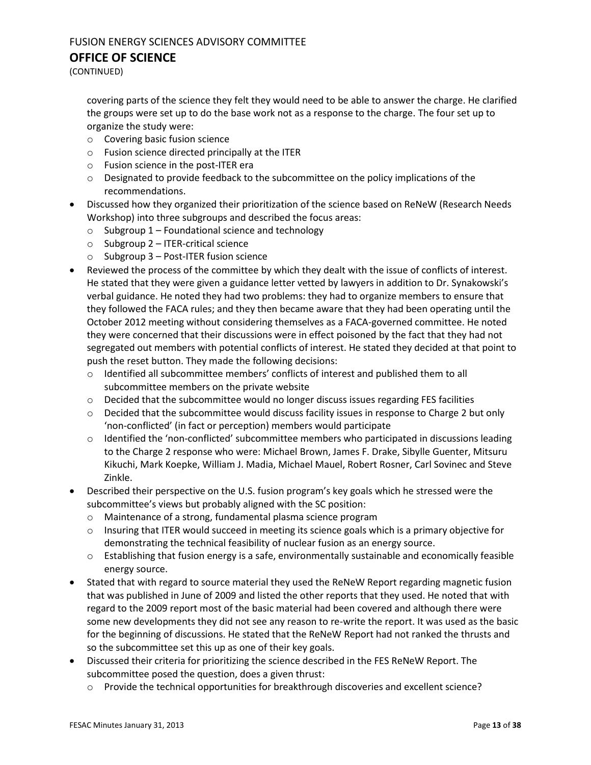covering parts of the science they felt they would need to be able to answer the charge. He clarified the groups were set up to do the base work not as a response to the charge. The four set up to organize the study were:
  - Covering basic fusion science
  - Fusion science directed principally at the ITER
  - Fusion science in the post-ITER era
  - Designated to provide feedback to the subcommittee on the policy implications of the recommendations.
- Discussed how they organized their prioritization of the science based on ReNeW (Research Needs Workshop) into three subgroups and described the focus areas:
  - Subgroup 1 – Foundational science and technology
  - Subgroup 2 – ITER-critical science
  - Subgroup 3 – Post-ITER fusion science
- Reviewed the process of the committee by which they dealt with the issue of conflicts of interest. He stated that they were given a guidance letter vetted by lawyers in addition to Dr. Synakowski's verbal guidance. He noted they had two problems: they had to organize members to ensure that they followed the FACA rules; and they then became aware that they had been operating until the October 2012 meeting without considering themselves as a FACA-governed committee. He noted they were concerned that their discussions were in effect poisoned by the fact that they had not segregated out members with potential conflicts of interest. He stated they decided at that point to push the reset button. They made the following decisions:
  - Identified all subcommittee members' conflicts of interest and published them to all subcommittee members on the private website
  - Decided that the subcommittee would no longer discuss issues regarding FES facilities
  - Decided that the subcommittee would discuss facility issues in response to Charge 2 but only 'non-conflicted' (in fact or perception) members would participate
  - Identified the 'non-conflicted' subcommittee members who participated in discussions leading to the Charge 2 response who were: Michael Brown, James F. Drake, Sibylle Guenter, Mitsuru Kikuchi, Mark Koepke, William J. Madia, Michael Mauel, Robert Rosner, Carl Sovinec and Steve Zinkle.
- Described their perspective on the U.S. fusion program's key goals which he stressed were the subcommittee's views but probably aligned with the SC position:
  - Maintenance of a strong, fundamental plasma science program
  - Insuring that ITER would succeed in meeting its science goals which is a primary objective for demonstrating the technical feasibility of nuclear fusion as an energy source.
  - Establishing that fusion energy is a safe, environmentally sustainable and economically feasible energy source.
- Stated that with regard to source material they used the ReNeW Report regarding magnetic fusion that was published in June of 2009 and listed the other reports that they used. He noted that with regard to the 2009 report most of the basic material had been covered and although there were some new developments they did not see any reason to re-write the report. It was used as the basic for the beginning of discussions. He stated that the ReNeW Report had not ranked the thrusts and so the subcommittee set this up as one of their key goals.
- Discussed their criteria for prioritizing the science described in the FES ReNeW Report. The subcommittee posed the question, does a given thrust:
  - Provide the technical opportunities for breakthrough discoveries and excellent science?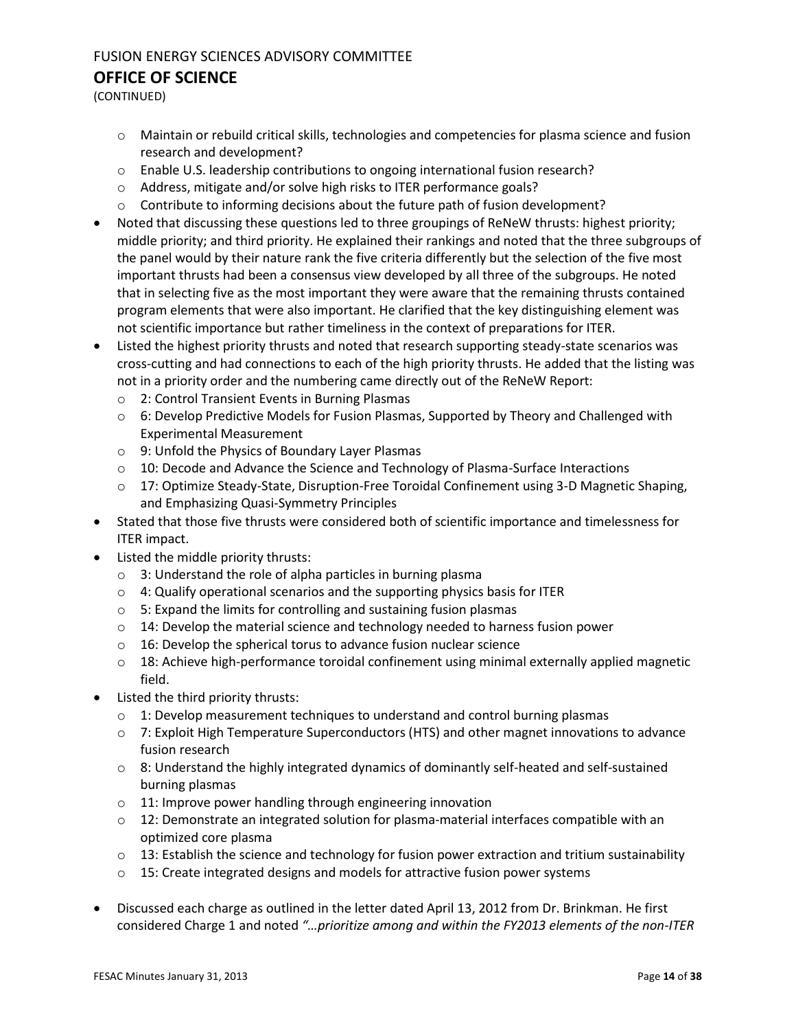- Maintain or rebuild critical skills, technologies and competencies for plasma science and fusion research and development?
  - Enable U.S. leadership contributions to ongoing international fusion research?
  - Address, mitigate and/or solve high risks to ITER performance goals?
  - Contribute to informing decisions about the future path of fusion development?
- Noted that discussing these questions led to three groupings of ReNeW thrusts: highest priority; middle priority; and third priority. He explained their rankings and noted that the three subgroups of the panel would by their nature rank the five criteria differently but the selection of the five most important thrusts had been a consensus view developed by all three of the subgroups. He noted that in selecting five as the most important they were aware that the remaining thrusts contained program elements that were also important. He clarified that the key distinguishing element was not scientific importance but rather timeliness in the context of preparations for ITER.
- Listed the highest priority thrusts and noted that research supporting steady-state scenarios was cross-cutting and had connections to each of the high priority thrusts. He added that the listing was not in a priority order and the numbering came directly out of the ReNeW Report:
  - 2: Control Transient Events in Burning Plasmas
  - 6: Develop Predictive Models for Fusion Plasmas, Supported by Theory and Challenged with Experimental Measurement
  - 9: Unfold the Physics of Boundary Layer Plasmas
  - 10: Decode and Advance the Science and Technology of Plasma-Surface Interactions
  - 17: Optimize Steady-State, Disruption-Free Toroidal Confinement using 3-D Magnetic Shaping, and Emphasizing Quasi-Symmetry Principles
- Stated that those five thrusts were considered both of scientific importance and timelessness for ITER impact.
- Listed the middle priority thrusts:
  - 3: Understand the role of alpha particles in burning plasma
  - 4: Qualify operational scenarios and the supporting physics basis for ITER
  - 5: Expand the limits for controlling and sustaining fusion plasmas
  - 14: Develop the material science and technology needed to harness fusion power
  - 16: Develop the spherical torus to advance fusion nuclear science
  - 18: Achieve high-performance toroidal confinement using minimal externally applied magnetic field.
- Listed the third priority thrusts:
  - 1: Develop measurement techniques to understand and control burning plasmas
  - 7: Exploit High Temperature Superconductors (HTS) and other magnet innovations to advance fusion research
  - 8: Understand the highly integrated dynamics of dominantly self-heated and self-sustained burning plasmas
  - 11: Improve power handling through engineering innovation
  - 12: Demonstrate an integrated solution for plasma-material interfaces compatible with an optimized core plasma
  - 13: Establish the science and technology for fusion power extraction and tritium sustainability
  - 15: Create integrated designs and models for attractive fusion power systems

- Discussed each charge as outlined in the letter dated April 13, 2012 from Dr. Brinkman. He first considered Charge 1 and noted *"…prioritize among and within the FY2013 elements of the non-ITER*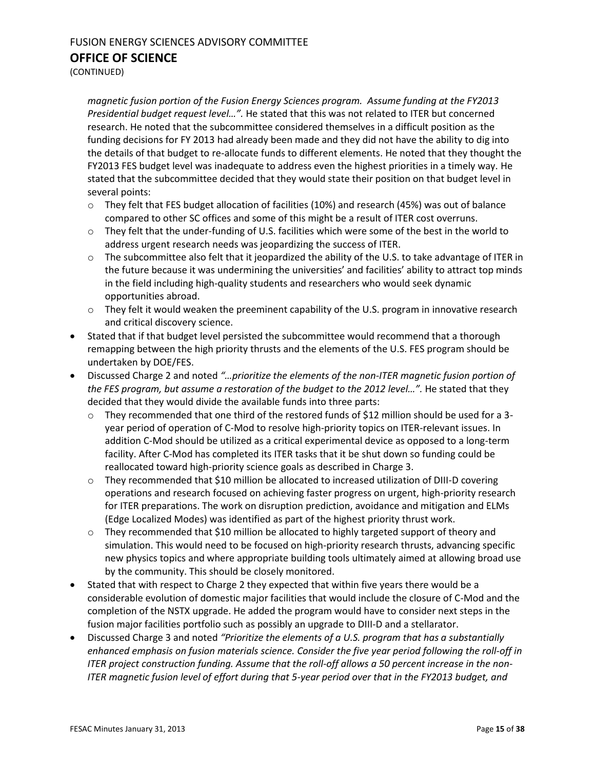*magnetic fusion portion of the Fusion Energy Sciences program. Assume funding at the FY2013 Presidential budget request level…".* He stated that this was not related to ITER but concerned research. He noted that the subcommittee considered themselves in a difficult position as the funding decisions for FY 2013 had already been made and they did not have the ability to dig into the details of that budget to re-allocate funds to different elements. He noted that they thought the FY2013 FES budget level was inadequate to address even the highest priorities in a timely way. He stated that the subcommittee decided that they would state their position on that budget level in several points:

- They felt that FES budget allocation of facilities (10%) and research (45%) was out of balance compared to other SC offices and some of this might be a result of ITER cost overruns.
- They felt that the under-funding of U.S. facilities which were some of the best in the world to address urgent research needs was jeopardizing the success of ITER.
- The subcommittee also felt that it jeopardized the ability of the U.S. to take advantage of ITER in the future because it was undermining the universities' and facilities' ability to attract top minds in the field including high-quality students and researchers who would seek dynamic opportunities abroad.
- They felt it would weaken the preeminent capability of the U.S. program in innovative research and critical discovery science.

- Stated that if that budget level persisted the subcommittee would recommend that a thorough remapping between the high priority thrusts and the elements of the U.S. FES program should be undertaken by DOE/FES.
- Discussed Charge 2 and noted *"…prioritize the elements of the non-ITER magnetic fusion portion of the FES program, but assume a restoration of the budget to the 2012 level…".* He stated that they decided that they would divide the available funds into three parts:
  - They recommended that one third of the restored funds of $12 million should be used for a 3-year period of operation of C-Mod to resolve high-priority topics on ITER-relevant issues. In addition C-Mod should be utilized as a critical experimental device as opposed to a long-term facility. After C-Mod has completed its ITER tasks that it be shut down so funding could be reallocated toward high-priority science goals as described in Charge 3.
  - They recommended that $10 million be allocated to increased utilization of DIII-D covering operations and research focused on achieving faster progress on urgent, high-priority research for ITER preparations. The work on disruption prediction, avoidance and mitigation and ELMs (Edge Localized Modes) was identified as part of the highest priority thrust work.
  - They recommended that $10 million be allocated to highly targeted support of theory and simulation. This would need to be focused on high-priority research thrusts, advancing specific new physics topics and where appropriate building tools ultimately aimed at allowing broad use by the community. This should be closely monitored.
- Stated that with respect to Charge 2 they expected that within five years there would be a considerable evolution of domestic major facilities that would include the closure of C-Mod and the completion of the NSTX upgrade. He added the program would have to consider next steps in the fusion major facilities portfolio such as possibly an upgrade to DIII-D and a stellarator.
- Discussed Charge 3 and noted *"Prioritize the elements of a U.S. program that has a substantially enhanced emphasis on fusion materials science. Consider the five year period following the roll-off in ITER project construction funding. Assume that the roll-off allows a 50 percent increase in the non-ITER magnetic fusion level of effort during that 5-year period over that in the FY2013 budget, and*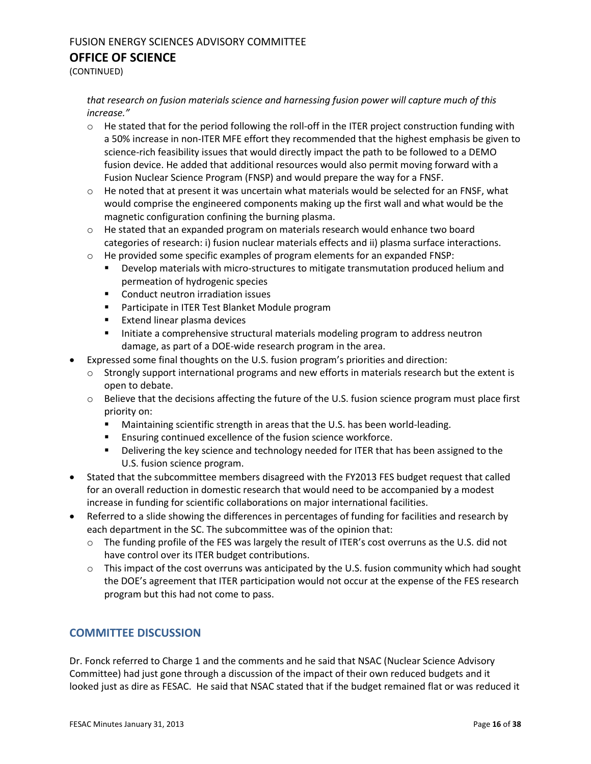*that research on fusion materials science and harnessing fusion power will capture much of this increase."*

- He stated that for the period following the roll-off in the ITER project construction funding with a 50% increase in non-ITER MFE effort they recommended that the highest emphasis be given to science-rich feasibility issues that would directly impact the path to be followed to a DEMO fusion device. He added that additional resources would also permit moving forward with a Fusion Nuclear Science Program (FNSP) and would prepare the way for a FNSF.
- He noted that at present it was uncertain what materials would be selected for an FNSF, what would comprise the engineered components making up the first wall and what would be the magnetic configuration confining the burning plasma.
- He stated that an expanded program on materials research would enhance two board categories of research: i) fusion nuclear materials effects and ii) plasma surface interactions.
- He provided some specific examples of program elements for an expanded FNSP:
  - Develop materials with micro-structures to mitigate transmutation produced helium and permeation of hydrogenic species
  - Conduct neutron irradiation issues
  - Participate in ITER Test Blanket Module program
  - Extend linear plasma devices
  - Initiate a comprehensive structural materials modeling program to address neutron damage, as part of a DOE-wide research program in the area.

- Expressed some final thoughts on the U.S. fusion program's priorities and direction:
  - Strongly support international programs and new efforts in materials research but the extent is open to debate.
  - Believe that the decisions affecting the future of the U.S. fusion science program must place first priority on:
    - Maintaining scientific strength in areas that the U.S. has been world-leading.
    - Ensuring continued excellence of the fusion science workforce.
    - Delivering the key science and technology needed for ITER that has been assigned to the U.S. fusion science program.
- Stated that the subcommittee members disagreed with the FY2013 FES budget request that called for an overall reduction in domestic research that would need to be accompanied by a modest increase in funding for scientific collaborations on major international facilities.
- Referred to a slide showing the differences in percentages of funding for facilities and research by each department in the SC. The subcommittee was of the opinion that:
  - The funding profile of the FES was largely the result of ITER's cost overruns as the U.S. did not have control over its ITER budget contributions.
  - This impact of the cost overruns was anticipated by the U.S. fusion community which had sought the DOE's agreement that ITER participation would not occur at the expense of the FES research program but this had not come to pass.

## COMMITTEE DISCUSSION

Dr. Fonck referred to Charge 1 and the comments and he said that NSAC (Nuclear Science Advisory Committee) had just gone through a discussion of the impact of their own reduced budgets and it looked just as dire as FESAC. He said that NSAC stated that if the budget remained flat or was reduced it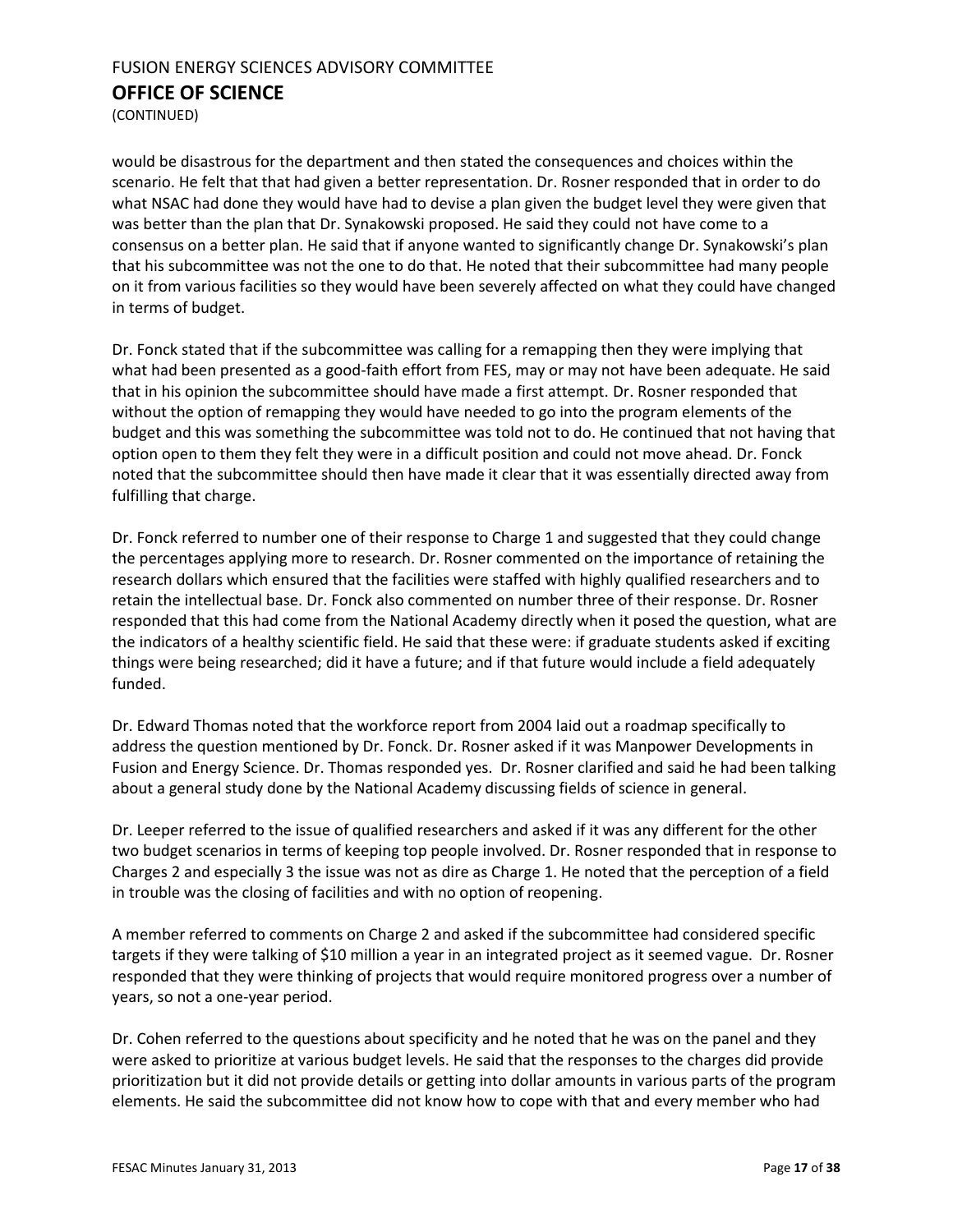would be disastrous for the department and then stated the consequences and choices within the scenario. He felt that that had given a better representation. Dr. Rosner responded that in order to do what NSAC had done they would have had to devise a plan given the budget level they were given that was better than the plan that Dr. Synakowski proposed. He said they could not have come to a consensus on a better plan. He said that if anyone wanted to significantly change Dr. Synakowski's plan that his subcommittee was not the one to do that. He noted that their subcommittee had many people on it from various facilities so they would have been severely affected on what they could have changed in terms of budget.

Dr. Fonck stated that if the subcommittee was calling for a remapping then they were implying that what had been presented as a good-faith effort from FES, may or may not have been adequate. He said that in his opinion the subcommittee should have made a first attempt. Dr. Rosner responded that without the option of remapping they would have needed to go into the program elements of the budget and this was something the subcommittee was told not to do. He continued that not having that option open to them they felt they were in a difficult position and could not move ahead. Dr. Fonck noted that the subcommittee should then have made it clear that it was essentially directed away from fulfilling that charge.

Dr. Fonck referred to number one of their response to Charge 1 and suggested that they could change the percentages applying more to research. Dr. Rosner commented on the importance of retaining the research dollars which ensured that the facilities were staffed with highly qualified researchers and to retain the intellectual base. Dr. Fonck also commented on number three of their response. Dr. Rosner responded that this had come from the National Academy directly when it posed the question, what are the indicators of a healthy scientific field. He said that these were: if graduate students asked if exciting things were being researched; did it have a future; and if that future would include a field adequately funded.

Dr. Edward Thomas noted that the workforce report from 2004 laid out a roadmap specifically to address the question mentioned by Dr. Fonck. Dr. Rosner asked if it was Manpower Developments in Fusion and Energy Science. Dr. Thomas responded yes. Dr. Rosner clarified and said he had been talking about a general study done by the National Academy discussing fields of science in general.

Dr. Leeper referred to the issue of qualified researchers and asked if it was any different for the other two budget scenarios in terms of keeping top people involved. Dr. Rosner responded that in response to Charges 2 and especially 3 the issue was not as dire as Charge 1. He noted that the perception of a field in trouble was the closing of facilities and with no option of reopening.

A member referred to comments on Charge 2 and asked if the subcommittee had considered specific targets if they were talking of $10 million a year in an integrated project as it seemed vague. Dr. Rosner responded that they were thinking of projects that would require monitored progress over a number of years, so not a one-year period.

Dr. Cohen referred to the questions about specificity and he noted that he was on the panel and they were asked to prioritize at various budget levels. He said that the responses to the charges did provide prioritization but it did not provide details or getting into dollar amounts in various parts of the program elements. He said the subcommittee did not know how to cope with that and every member who had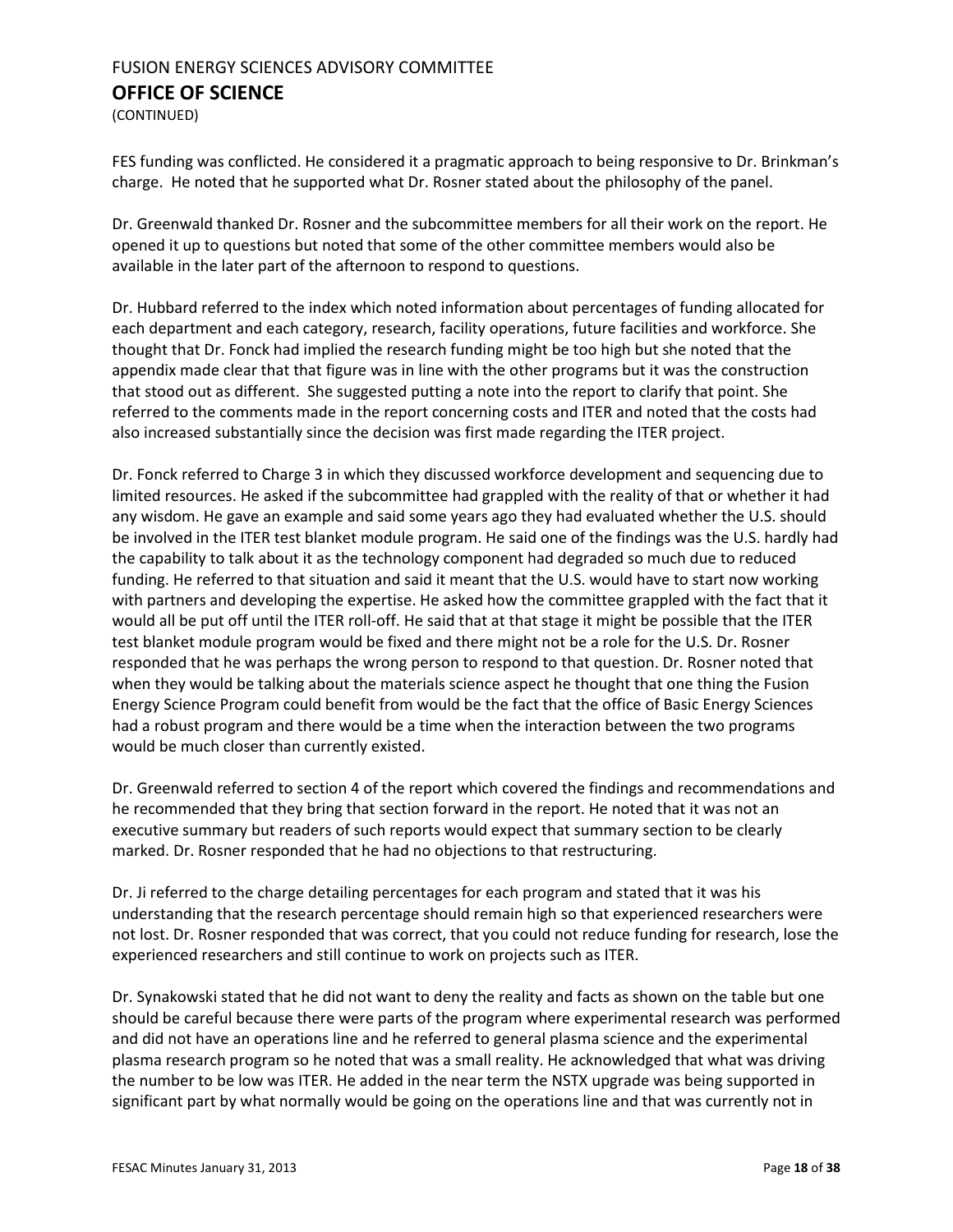FES funding was conflicted. He considered it a pragmatic approach to being responsive to Dr. Brinkman's charge. He noted that he supported what Dr. Rosner stated about the philosophy of the panel.

Dr. Greenwald thanked Dr. Rosner and the subcommittee members for all their work on the report. He opened it up to questions but noted that some of the other committee members would also be available in the later part of the afternoon to respond to questions.

Dr. Hubbard referred to the index which noted information about percentages of funding allocated for each department and each category, research, facility operations, future facilities and workforce. She thought that Dr. Fonck had implied the research funding might be too high but she noted that the appendix made clear that that figure was in line with the other programs but it was the construction that stood out as different. She suggested putting a note into the report to clarify that point. She referred to the comments made in the report concerning costs and ITER and noted that the costs had also increased substantially since the decision was first made regarding the ITER project.

Dr. Fonck referred to Charge 3 in which they discussed workforce development and sequencing due to limited resources. He asked if the subcommittee had grappled with the reality of that or whether it had any wisdom. He gave an example and said some years ago they had evaluated whether the U.S. should be involved in the ITER test blanket module program. He said one of the findings was the U.S. hardly had the capability to talk about it as the technology component had degraded so much due to reduced funding. He referred to that situation and said it meant that the U.S. would have to start now working with partners and developing the expertise. He asked how the committee grappled with the fact that it would all be put off until the ITER roll-off. He said that at that stage it might be possible that the ITER test blanket module program would be fixed and there might not be a role for the U.S. Dr. Rosner responded that he was perhaps the wrong person to respond to that question. Dr. Rosner noted that when they would be talking about the materials science aspect he thought that one thing the Fusion Energy Science Program could benefit from would be the fact that the office of Basic Energy Sciences had a robust program and there would be a time when the interaction between the two programs would be much closer than currently existed.

Dr. Greenwald referred to section 4 of the report which covered the findings and recommendations and he recommended that they bring that section forward in the report. He noted that it was not an executive summary but readers of such reports would expect that summary section to be clearly marked. Dr. Rosner responded that he had no objections to that restructuring.

Dr. Ji referred to the charge detailing percentages for each program and stated that it was his understanding that the research percentage should remain high so that experienced researchers were not lost. Dr. Rosner responded that was correct, that you could not reduce funding for research, lose the experienced researchers and still continue to work on projects such as ITER.

Dr. Synakowski stated that he did not want to deny the reality and facts as shown on the table but one should be careful because there were parts of the program where experimental research was performed and did not have an operations line and he referred to general plasma science and the experimental plasma research program so he noted that was a small reality. He acknowledged that what was driving the number to be low was ITER. He added in the near term the NSTX upgrade was being supported in significant part by what normally would be going on the operations line and that was currently not in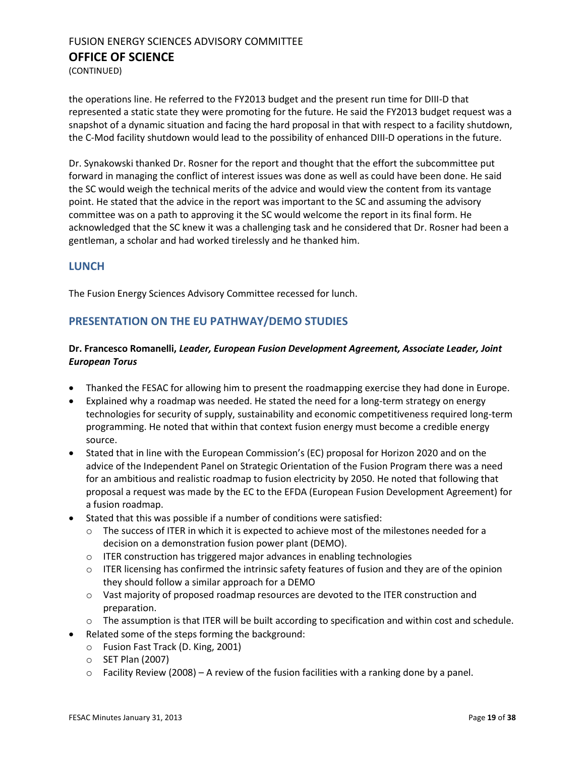the operations line. He referred to the FY2013 budget and the present run time for DIII-D that represented a static state they were promoting for the future. He said the FY2013 budget request was a snapshot of a dynamic situation and facing the hard proposal in that with respect to a facility shutdown, the C-Mod facility shutdown would lead to the possibility of enhanced DIII-D operations in the future.

Dr. Synakowski thanked Dr. Rosner for the report and thought that the effort the subcommittee put forward in managing the conflict of interest issues was done as well as could have been done. He said the SC would weigh the technical merits of the advice and would view the content from its vantage point. He stated that the advice in the report was important to the SC and assuming the advisory committee was on a path to approving it the SC would welcome the report in its final form. He acknowledged that the SC knew it was a challenging task and he considered that Dr. Rosner had been a gentleman, a scholar and had worked tirelessly and he thanked him.

## LUNCH

The Fusion Energy Sciences Advisory Committee recessed for lunch.

## PRESENTATION ON THE EU PATHWAY/DEMO STUDIES

**Dr. Francesco Romanelli,** ***Leader, European Fusion Development Agreement, Associate Leader, Joint European Torus***

- Thanked the FESAC for allowing him to present the roadmapping exercise they had done in Europe.
- Explained why a roadmap was needed. He stated the need for a long-term strategy on energy technologies for security of supply, sustainability and economic competitiveness required long-term programming. He noted that within that context fusion energy must become a credible energy source.
- Stated that in line with the European Commission's (EC) proposal for Horizon 2020 and on the advice of the Independent Panel on Strategic Orientation of the Fusion Program there was a need for an ambitious and realistic roadmap to fusion electricity by 2050. He noted that following that proposal a request was made by the EC to the EFDA (European Fusion Development Agreement) for a fusion roadmap.
- Stated that this was possible if a number of conditions were satisfied:
  - The success of ITER in which it is expected to achieve most of the milestones needed for a decision on a demonstration fusion power plant (DEMO).
  - ITER construction has triggered major advances in enabling technologies
  - ITER licensing has confirmed the intrinsic safety features of fusion and they are of the opinion they should follow a similar approach for a DEMO
  - Vast majority of proposed roadmap resources are devoted to the ITER construction and preparation.
  - The assumption is that ITER will be built according to specification and within cost and schedule.
- Related some of the steps forming the background:
  - Fusion Fast Track (D. King, 2001)
  - SET Plan (2007)
  - Facility Review (2008) – A review of the fusion facilities with a ranking done by a panel.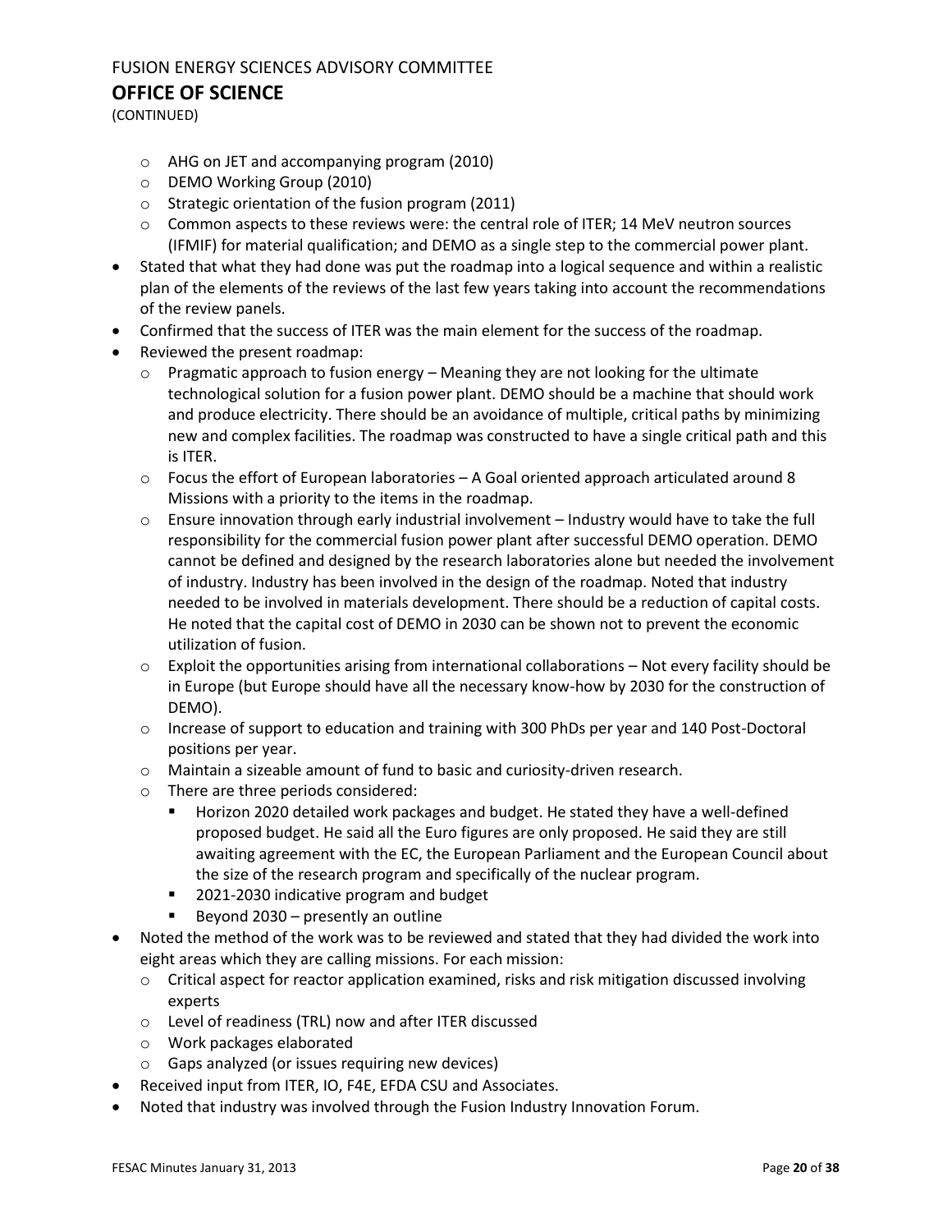FUSION ENERGY SCIENCES ADVISORY COMMITTEE

# OFFICE OF SCIENCE

(CONTINUED)

- AHG on JET and accompanying program (2010)
    - DEMO Working Group (2010)
    - Strategic orientation of the fusion program (2011)
    - Common aspects to these reviews were: the central role of ITER; 14 MeV neutron sources (IFMIF) for material qualification; and DEMO as a single step to the commercial power plant.
- Stated that what they had done was put the roadmap into a logical sequence and within a realistic plan of the elements of the reviews of the last few years taking into account the recommendations of the review panels.
- Confirmed that the success of ITER was the main element for the success of the roadmap.
- Reviewed the present roadmap:
    - Pragmatic approach to fusion energy – Meaning they are not looking for the ultimate technological solution for a fusion power plant. DEMO should be a machine that should work and produce electricity. There should be an avoidance of multiple, critical paths by minimizing new and complex facilities. The roadmap was constructed to have a single critical path and this is ITER.
    - Focus the effort of European laboratories – A Goal oriented approach articulated around 8 Missions with a priority to the items in the roadmap.
    - Ensure innovation through early industrial involvement – Industry would have to take the full responsibility for the commercial fusion power plant after successful DEMO operation. DEMO cannot be defined and designed by the research laboratories alone but needed the involvement of industry. Industry has been involved in the design of the roadmap. Noted that industry needed to be involved in materials development. There should be a reduction of capital costs. He noted that the capital cost of DEMO in 2030 can be shown not to prevent the economic utilization of fusion.
    - Exploit the opportunities arising from international collaborations – Not every facility should be in Europe (but Europe should have all the necessary know-how by 2030 for the construction of DEMO).
    - Increase of support to education and training with 300 PhDs per year and 140 Post-Doctoral positions per year.
    - Maintain a sizeable amount of fund to basic and curiosity-driven research.
    - There are three periods considered:
        - Horizon 2020 detailed work packages and budget. He stated they have a well-defined proposed budget. He said all the Euro figures are only proposed. He said they are still awaiting agreement with the EC, the European Parliament and the European Council about the size of the research program and specifically of the nuclear program.
        - 2021-2030 indicative program and budget
        - Beyond 2030 – presently an outline
- Noted the method of the work was to be reviewed and stated that they had divided the work into eight areas which they are calling missions. For each mission:
    - Critical aspect for reactor application examined, risks and risk mitigation discussed involving experts
    - Level of readiness (TRL) now and after ITER discussed
    - Work packages elaborated
    - Gaps analyzed (or issues requiring new devices)
- Received input from ITER, IO, F4E, EFDA CSU and Associates.
- Noted that industry was involved through the Fusion Industry Innovation Forum.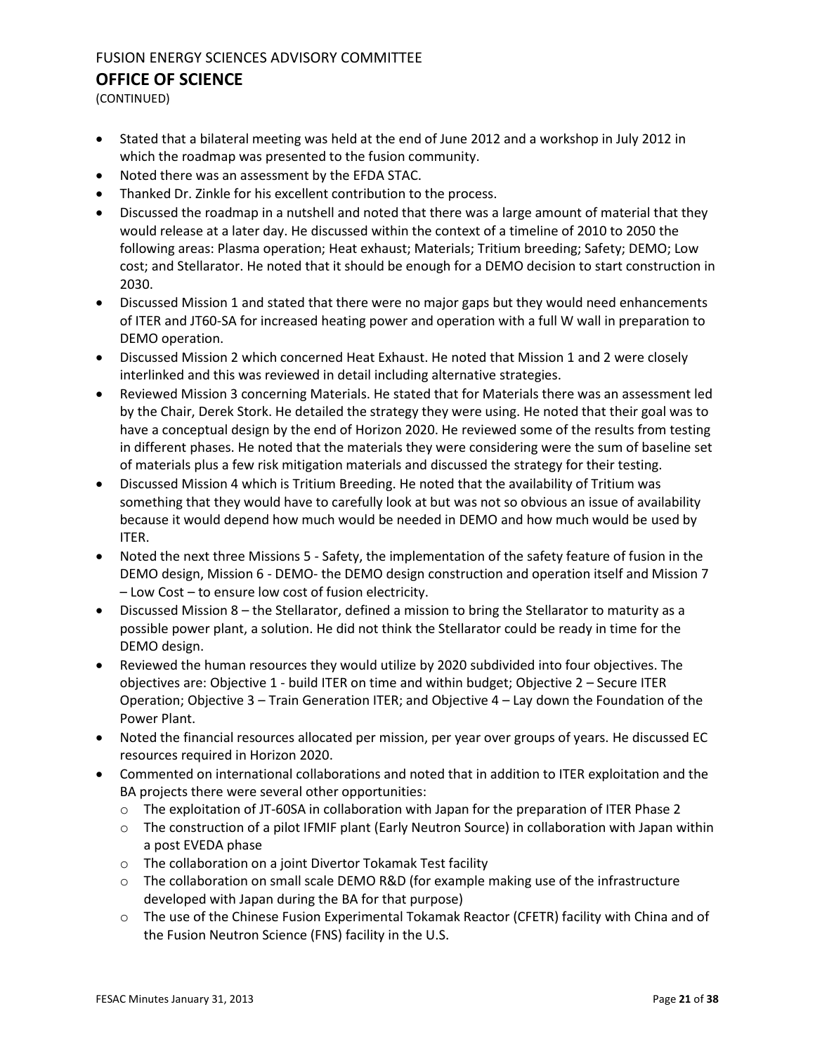- Stated that a bilateral meeting was held at the end of June 2012 and a workshop in July 2012 in which the roadmap was presented to the fusion community.
- Noted there was an assessment by the EFDA STAC.
- Thanked Dr. Zinkle for his excellent contribution to the process.
- Discussed the roadmap in a nutshell and noted that there was a large amount of material that they would release at a later day. He discussed within the context of a timeline of 2010 to 2050 the following areas: Plasma operation; Heat exhaust; Materials; Tritium breeding; Safety; DEMO; Low cost; and Stellarator. He noted that it should be enough for a DEMO decision to start construction in 2030.
- Discussed Mission 1 and stated that there were no major gaps but they would need enhancements of ITER and JT60-SA for increased heating power and operation with a full W wall in preparation to DEMO operation.
- Discussed Mission 2 which concerned Heat Exhaust. He noted that Mission 1 and 2 were closely interlinked and this was reviewed in detail including alternative strategies.
- Reviewed Mission 3 concerning Materials. He stated that for Materials there was an assessment led by the Chair, Derek Stork. He detailed the strategy they were using. He noted that their goal was to have a conceptual design by the end of Horizon 2020. He reviewed some of the results from testing in different phases. He noted that the materials they were considering were the sum of baseline set of materials plus a few risk mitigation materials and discussed the strategy for their testing.
- Discussed Mission 4 which is Tritium Breeding. He noted that the availability of Tritium was something that they would have to carefully look at but was not so obvious an issue of availability because it would depend how much would be needed in DEMO and how much would be used by ITER.
- Noted the next three Missions 5 - Safety, the implementation of the safety feature of fusion in the DEMO design, Mission 6 - DEMO- the DEMO design construction and operation itself and Mission 7 – Low Cost – to ensure low cost of fusion electricity.
- Discussed Mission 8 – the Stellarator, defined a mission to bring the Stellarator to maturity as a possible power plant, a solution. He did not think the Stellarator could be ready in time for the DEMO design.
- Reviewed the human resources they would utilize by 2020 subdivided into four objectives. The objectives are: Objective 1 - build ITER on time and within budget; Objective 2 – Secure ITER Operation; Objective 3 – Train Generation ITER; and Objective 4 – Lay down the Foundation of the Power Plant.
- Noted the financial resources allocated per mission, per year over groups of years. He discussed EC resources required in Horizon 2020.
- Commented on international collaborations and noted that in addition to ITER exploitation and the BA projects there were several other opportunities:
  - The exploitation of JT-60SA in collaboration with Japan for the preparation of ITER Phase 2
  - The construction of a pilot IFMIF plant (Early Neutron Source) in collaboration with Japan within a post EVEDA phase
  - The collaboration on a joint Divertor Tokamak Test facility
  - The collaboration on small scale DEMO R&D (for example making use of the infrastructure developed with Japan during the BA for that purpose)
  - The use of the Chinese Fusion Experimental Tokamak Reactor (CFETR) facility with China and of the Fusion Neutron Science (FNS) facility in the U.S.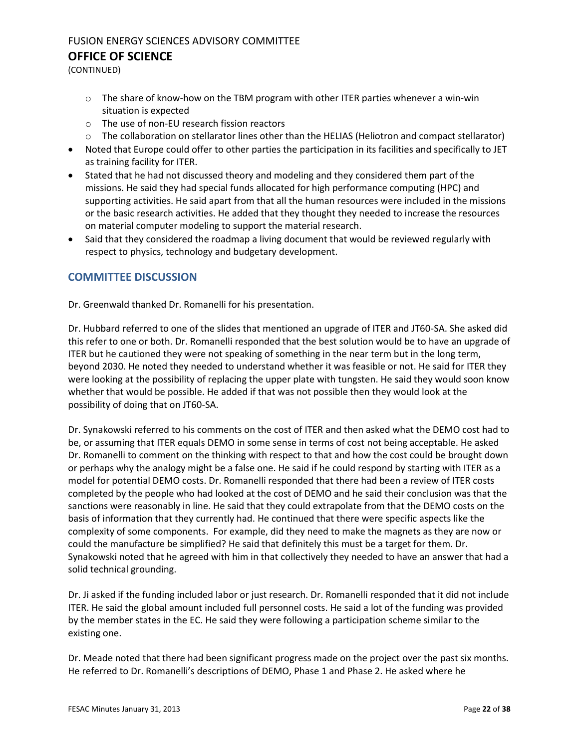- The share of know-how on the TBM program with other ITER parties whenever a win-win situation is expected
  - The use of non-EU research fission reactors
  - The collaboration on stellarator lines other than the HELIAS (Heliotron and compact stellarator)
- Noted that Europe could offer to other parties the participation in its facilities and specifically to JET as training facility for ITER.
- Stated that he had not discussed theory and modeling and they considered them part of the missions. He said they had special funds allocated for high performance computing (HPC) and supporting activities. He said apart from that all the human resources were included in the missions or the basic research activities. He added that they thought they needed to increase the resources on material computer modeling to support the material research.
- Said that they considered the roadmap a living document that would be reviewed regularly with respect to physics, technology and budgetary development.

## COMMITTEE DISCUSSION

Dr. Greenwald thanked Dr. Romanelli for his presentation.

Dr. Hubbard referred to one of the slides that mentioned an upgrade of ITER and JT60-SA. She asked did this refer to one or both. Dr. Romanelli responded that the best solution would be to have an upgrade of ITER but he cautioned they were not speaking of something in the near term but in the long term, beyond 2030. He noted they needed to understand whether it was feasible or not. He said for ITER they were looking at the possibility of replacing the upper plate with tungsten. He said they would soon know whether that would be possible. He added if that was not possible then they would look at the possibility of doing that on JT60-SA.

Dr. Synakowski referred to his comments on the cost of ITER and then asked what the DEMO cost had to be, or assuming that ITER equals DEMO in some sense in terms of cost not being acceptable. He asked Dr. Romanelli to comment on the thinking with respect to that and how the cost could be brought down or perhaps why the analogy might be a false one. He said if he could respond by starting with ITER as a model for potential DEMO costs. Dr. Romanelli responded that there had been a review of ITER costs completed by the people who had looked at the cost of DEMO and he said their conclusion was that the sanctions were reasonably in line. He said that they could extrapolate from that the DEMO costs on the basis of information that they currently had. He continued that there were specific aspects like the complexity of some components. For example, did they need to make the magnets as they are now or could the manufacture be simplified? He said that definitely this must be a target for them. Dr. Synakowski noted that he agreed with him in that collectively they needed to have an answer that had a solid technical grounding.

Dr. Ji asked if the funding included labor or just research. Dr. Romanelli responded that it did not include ITER. He said the global amount included full personnel costs. He said a lot of the funding was provided by the member states in the EC. He said they were following a participation scheme similar to the existing one.

Dr. Meade noted that there had been significant progress made on the project over the past six months. He referred to Dr. Romanelli's descriptions of DEMO, Phase 1 and Phase 2. He asked where he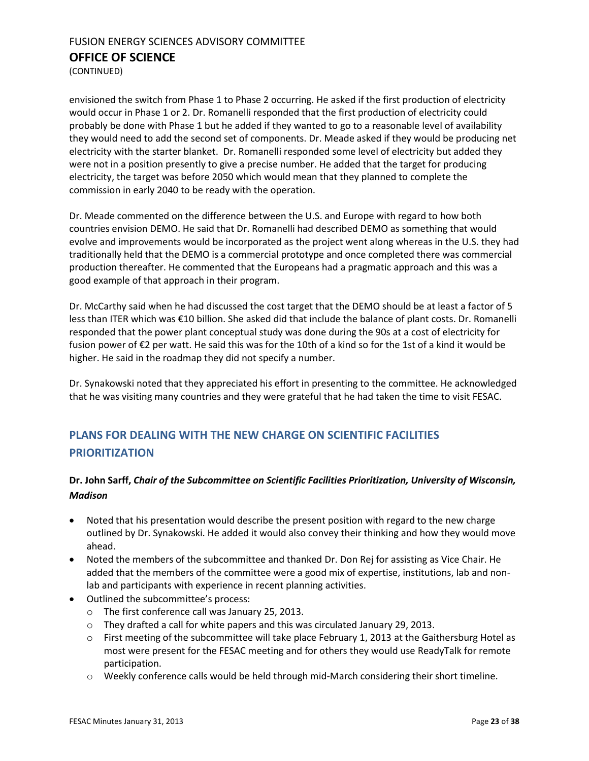envisioned the switch from Phase 1 to Phase 2 occurring. He asked if the first production of electricity would occur in Phase 1 or 2. Dr. Romanelli responded that the first production of electricity could probably be done with Phase 1 but he added if they wanted to go to a reasonable level of availability they would need to add the second set of components. Dr. Meade asked if they would be producing net electricity with the starter blanket. Dr. Romanelli responded some level of electricity but added they were not in a position presently to give a precise number. He added that the target for producing electricity, the target was before 2050 which would mean that they planned to complete the commission in early 2040 to be ready with the operation.

Dr. Meade commented on the difference between the U.S. and Europe with regard to how both countries envision DEMO. He said that Dr. Romanelli had described DEMO as something that would evolve and improvements would be incorporated as the project went along whereas in the U.S. they had traditionally held that the DEMO is a commercial prototype and once completed there was commercial production thereafter. He commented that the Europeans had a pragmatic approach and this was a good example of that approach in their program.

Dr. McCarthy said when he had discussed the cost target that the DEMO should be at least a factor of 5 less than ITER which was €10 billion. She asked did that include the balance of plant costs. Dr. Romanelli responded that the power plant conceptual study was done during the 90s at a cost of electricity for fusion power of €2 per watt. He said this was for the 10th of a kind so for the 1st of a kind it would be higher. He said in the roadmap they did not specify a number.

Dr. Synakowski noted that they appreciated his effort in presenting to the committee. He acknowledged that he was visiting many countries and they were grateful that he had taken the time to visit FESAC.

## PLANS FOR DEALING WITH THE NEW CHARGE ON SCIENTIFIC FACILITIES PRIORITIZATION

**Dr. John Sarff,** ***Chair of the Subcommittee on Scientific Facilities Prioritization, University of Wisconsin, Madison***

- Noted that his presentation would describe the present position with regard to the new charge outlined by Dr. Synakowski. He added it would also convey their thinking and how they would move ahead.
- Noted the members of the subcommittee and thanked Dr. Don Rej for assisting as Vice Chair. He added that the members of the committee were a good mix of expertise, institutions, lab and non-lab and participants with experience in recent planning activities.
- Outlined the subcommittee's process:
  - The first conference call was January 25, 2013.
  - They drafted a call for white papers and this was circulated January 29, 2013.
  - First meeting of the subcommittee will take place February 1, 2013 at the Gaithersburg Hotel as most were present for the FESAC meeting and for others they would use ReadyTalk for remote participation.
  - Weekly conference calls would be held through mid-March considering their short timeline.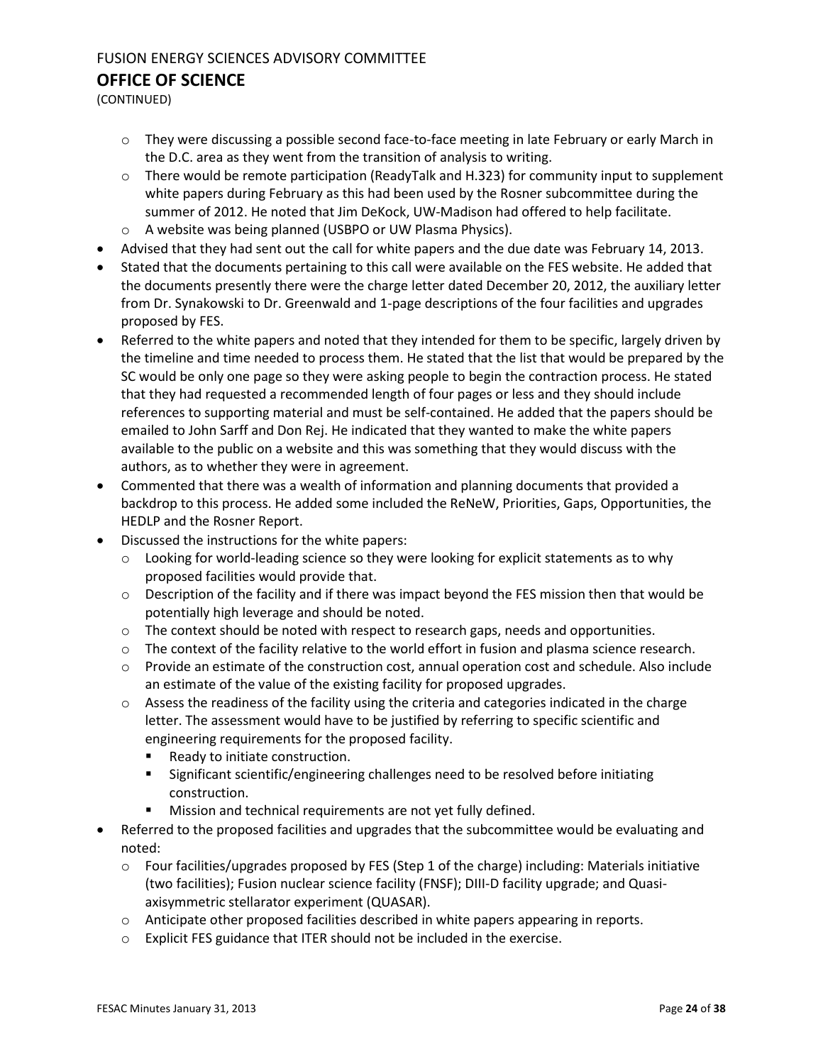# FUSION ENERGY SCIENCES ADVISORY COMMITTEE

## OFFICE OF SCIENCE

(CONTINUED)

  - They were discussing a possible second face-to-face meeting in late February or early March in the D.C. area as they went from the transition of analysis to writing.
  - There would be remote participation (ReadyTalk and H.323) for community input to supplement white papers during February as this had been used by the Rosner subcommittee during the summer of 2012. He noted that Jim DeKock, UW-Madison had offered to help facilitate.
  - A website was being planned (USBPO or UW Plasma Physics).
- Advised that they had sent out the call for white papers and the due date was February 14, 2013.
- Stated that the documents pertaining to this call were available on the FES website. He added that the documents presently there were the charge letter dated December 20, 2012, the auxiliary letter from Dr. Synakowski to Dr. Greenwald and 1-page descriptions of the four facilities and upgrades proposed by FES.
- Referred to the white papers and noted that they intended for them to be specific, largely driven by the timeline and time needed to process them. He stated that the list that would be prepared by the SC would be only one page so they were asking people to begin the contraction process. He stated that they had requested a recommended length of four pages or less and they should include references to supporting material and must be self-contained. He added that the papers should be emailed to John Sarff and Don Rej. He indicated that they wanted to make the white papers available to the public on a website and this was something that they would discuss with the authors, as to whether they were in agreement.
- Commented that there was a wealth of information and planning documents that provided a backdrop to this process. He added some included the ReNeW, Priorities, Gaps, Opportunities, the HEDLP and the Rosner Report.
- Discussed the instructions for the white papers:
  - Looking for world-leading science so they were looking for explicit statements as to why proposed facilities would provide that.
  - Description of the facility and if there was impact beyond the FES mission then that would be potentially high leverage and should be noted.
  - The context should be noted with respect to research gaps, needs and opportunities.
  - The context of the facility relative to the world effort in fusion and plasma science research.
  - Provide an estimate of the construction cost, annual operation cost and schedule. Also include an estimate of the value of the existing facility for proposed upgrades.
  - Assess the readiness of the facility using the criteria and categories indicated in the charge letter. The assessment would have to be justified by referring to specific scientific and engineering requirements for the proposed facility.
    - Ready to initiate construction.
    - Significant scientific/engineering challenges need to be resolved before initiating construction.
    - Mission and technical requirements are not yet fully defined.
- Referred to the proposed facilities and upgrades that the subcommittee would be evaluating and noted:
  - Four facilities/upgrades proposed by FES (Step 1 of the charge) including: Materials initiative (two facilities); Fusion nuclear science facility (FNSF); DIII-D facility upgrade; and Quasi-axisymmetric stellarator experiment (QUASAR).
  - Anticipate other proposed facilities described in white papers appearing in reports.
  - Explicit FES guidance that ITER should not be included in the exercise.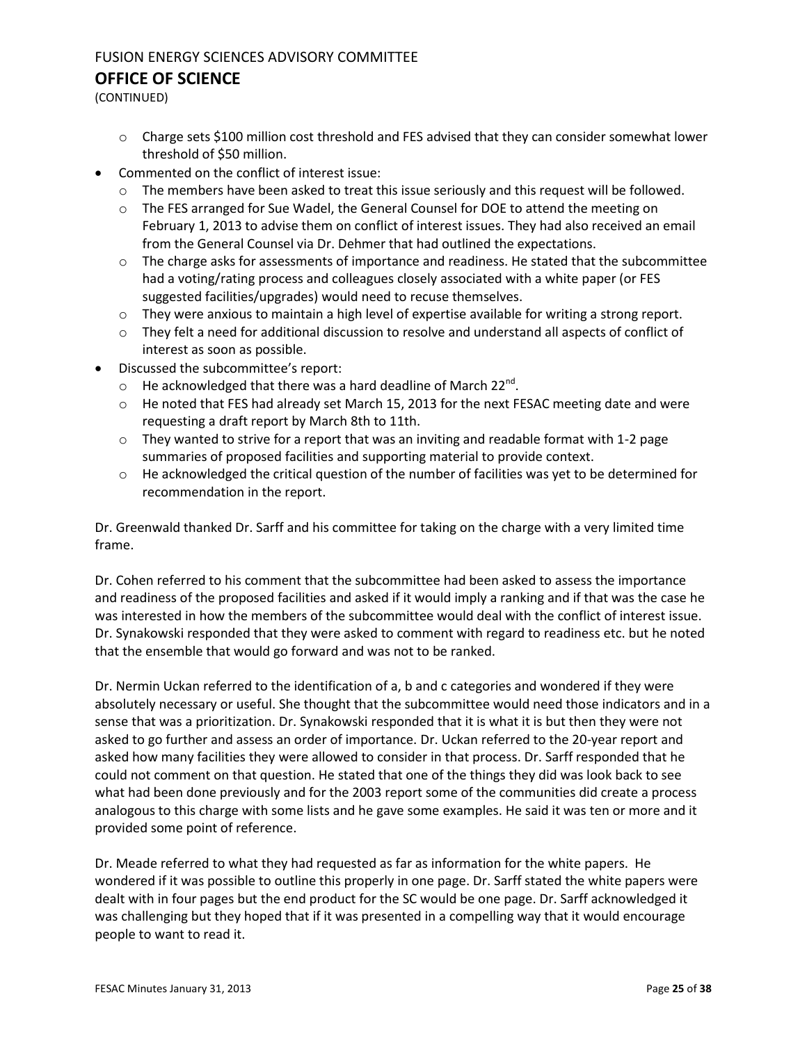- Charge sets $100 million cost threshold and FES advised that they can consider somewhat lower threshold of $50 million.

- Commented on the conflict of interest issue:
  - The members have been asked to treat this issue seriously and this request will be followed.
  - The FES arranged for Sue Wadel, the General Counsel for DOE to attend the meeting on February 1, 2013 to advise them on conflict of interest issues. They had also received an email from the General Counsel via Dr. Dehmer that had outlined the expectations.
  - The charge asks for assessments of importance and readiness. He stated that the subcommittee had a voting/rating process and colleagues closely associated with a white paper (or FES suggested facilities/upgrades) would need to recuse themselves.
  - They were anxious to maintain a high level of expertise available for writing a strong report.
  - They felt a need for additional discussion to resolve and understand all aspects of conflict of interest as soon as possible.
- Discussed the subcommittee's report:
  - He acknowledged that there was a hard deadline of March 22nd.
  - He noted that FES had already set March 15, 2013 for the next FESAC meeting date and were requesting a draft report by March 8th to 11th.
  - They wanted to strive for a report that was an inviting and readable format with 1-2 page summaries of proposed facilities and supporting material to provide context.
  - He acknowledged the critical question of the number of facilities was yet to be determined for recommendation in the report.

Dr. Greenwald thanked Dr. Sarff and his committee for taking on the charge with a very limited time frame.

Dr. Cohen referred to his comment that the subcommittee had been asked to assess the importance and readiness of the proposed facilities and asked if it would imply a ranking and if that was the case he was interested in how the members of the subcommittee would deal with the conflict of interest issue. Dr. Synakowski responded that they were asked to comment with regard to readiness etc. but he noted that the ensemble that would go forward and was not to be ranked.

Dr. Nermin Uckan referred to the identification of a, b and c categories and wondered if they were absolutely necessary or useful. She thought that the subcommittee would need those indicators and in a sense that was a prioritization. Dr. Synakowski responded that it is what it is but then they were not asked to go further and assess an order of importance. Dr. Uckan referred to the 20-year report and asked how many facilities they were allowed to consider in that process. Dr. Sarff responded that he could not comment on that question. He stated that one of the things they did was look back to see what had been done previously and for the 2003 report some of the communities did create a process analogous to this charge with some lists and he gave some examples. He said it was ten or more and it provided some point of reference.

Dr. Meade referred to what they had requested as far as information for the white papers. He wondered if it was possible to outline this properly in one page. Dr. Sarff stated the white papers were dealt with in four pages but the end product for the SC would be one page. Dr. Sarff acknowledged it was challenging but they hoped that if it was presented in a compelling way that it would encourage people to want to read it.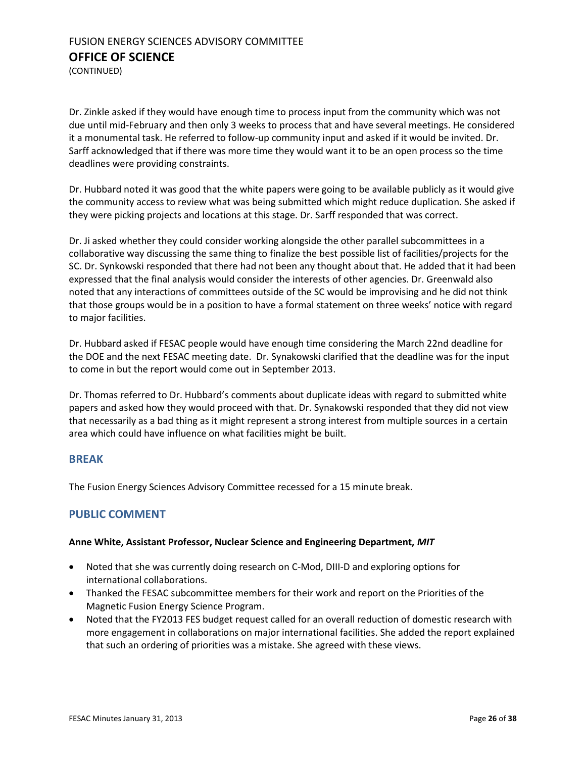Dr. Zinkle asked if they would have enough time to process input from the community which was not due until mid-February and then only 3 weeks to process that and have several meetings. He considered it a monumental task. He referred to follow-up community input and asked if it would be invited. Dr. Sarff acknowledged that if there was more time they would want it to be an open process so the time deadlines were providing constraints.

Dr. Hubbard noted it was good that the white papers were going to be available publicly as it would give the community access to review what was being submitted which might reduce duplication. She asked if they were picking projects and locations at this stage. Dr. Sarff responded that was correct.

Dr. Ji asked whether they could consider working alongside the other parallel subcommittees in a collaborative way discussing the same thing to finalize the best possible list of facilities/projects for the SC. Dr. Synkowski responded that there had not been any thought about that. He added that it had been expressed that the final analysis would consider the interests of other agencies. Dr. Greenwald also noted that any interactions of committees outside of the SC would be improvising and he did not think that those groups would be in a position to have a formal statement on three weeks' notice with regard to major facilities.

Dr. Hubbard asked if FESAC people would have enough time considering the March 22nd deadline for the DOE and the next FESAC meeting date. Dr. Synakowski clarified that the deadline was for the input to come in but the report would come out in September 2013.

Dr. Thomas referred to Dr. Hubbard's comments about duplicate ideas with regard to submitted white papers and asked how they would proceed with that. Dr. Synakowski responded that they did not view that necessarily as a bad thing as it might represent a strong interest from multiple sources in a certain area which could have influence on what facilities might be built.

## BREAK

The Fusion Energy Sciences Advisory Committee recessed for a 15 minute break.

## PUBLIC COMMENT

**Anne White, Assistant Professor, Nuclear Science and Engineering Department, *MIT***

- Noted that she was currently doing research on C-Mod, DIII-D and exploring options for international collaborations.
- Thanked the FESAC subcommittee members for their work and report on the Priorities of the Magnetic Fusion Energy Science Program.
- Noted that the FY2013 FES budget request called for an overall reduction of domestic research with more engagement in collaborations on major international facilities. She added the report explained that such an ordering of priorities was a mistake. She agreed with these views.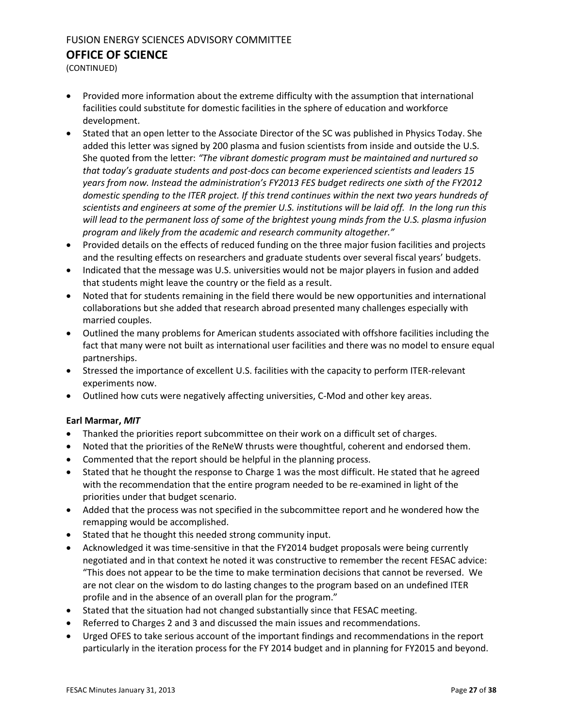- Provided more information about the extreme difficulty with the assumption that international facilities could substitute for domestic facilities in the sphere of education and workforce development.
- Stated that an open letter to the Associate Director of the SC was published in Physics Today. She added this letter was signed by 200 plasma and fusion scientists from inside and outside the U.S. She quoted from the letter: *"The vibrant domestic program must be maintained and nurtured so that today's graduate students and post-docs can become experienced scientists and leaders 15 years from now. Instead the administration's FY2013 FES budget redirects one sixth of the FY2012 domestic spending to the ITER project. If this trend continues within the next two years hundreds of scientists and engineers at some of the premier U.S. institutions will be laid off. In the long run this will lead to the permanent loss of some of the brightest young minds from the U.S. plasma infusion program and likely from the academic and research community altogether."*
- Provided details on the effects of reduced funding on the three major fusion facilities and projects and the resulting effects on researchers and graduate students over several fiscal years' budgets.
- Indicated that the message was U.S. universities would not be major players in fusion and added that students might leave the country or the field as a result.
- Noted that for students remaining in the field there would be new opportunities and international collaborations but she added that research abroad presented many challenges especially with married couples.
- Outlined the many problems for American students associated with offshore facilities including the fact that many were not built as international user facilities and there was no model to ensure equal partnerships.
- Stressed the importance of excellent U.S. facilities with the capacity to perform ITER-relevant experiments now.
- Outlined how cuts were negatively affecting universities, C-Mod and other key areas.

**Earl Marmar, *MIT***

- Thanked the priorities report subcommittee on their work on a difficult set of charges.
- Noted that the priorities of the ReNeW thrusts were thoughtful, coherent and endorsed them.
- Commented that the report should be helpful in the planning process.
- Stated that he thought the response to Charge 1 was the most difficult. He stated that he agreed with the recommendation that the entire program needed to be re-examined in light of the priorities under that budget scenario.
- Added that the process was not specified in the subcommittee report and he wondered how the remapping would be accomplished.
- Stated that he thought this needed strong community input.
- Acknowledged it was time-sensitive in that the FY2014 budget proposals were being currently negotiated and in that context he noted it was constructive to remember the recent FESAC advice: "This does not appear to be the time to make termination decisions that cannot be reversed. We are not clear on the wisdom to do lasting changes to the program based on an undefined ITER profile and in the absence of an overall plan for the program."
- Stated that the situation had not changed substantially since that FESAC meeting.
- Referred to Charges 2 and 3 and discussed the main issues and recommendations.
- Urged OFES to take serious account of the important findings and recommendations in the report particularly in the iteration process for the FY 2014 budget and in planning for FY2015 and beyond.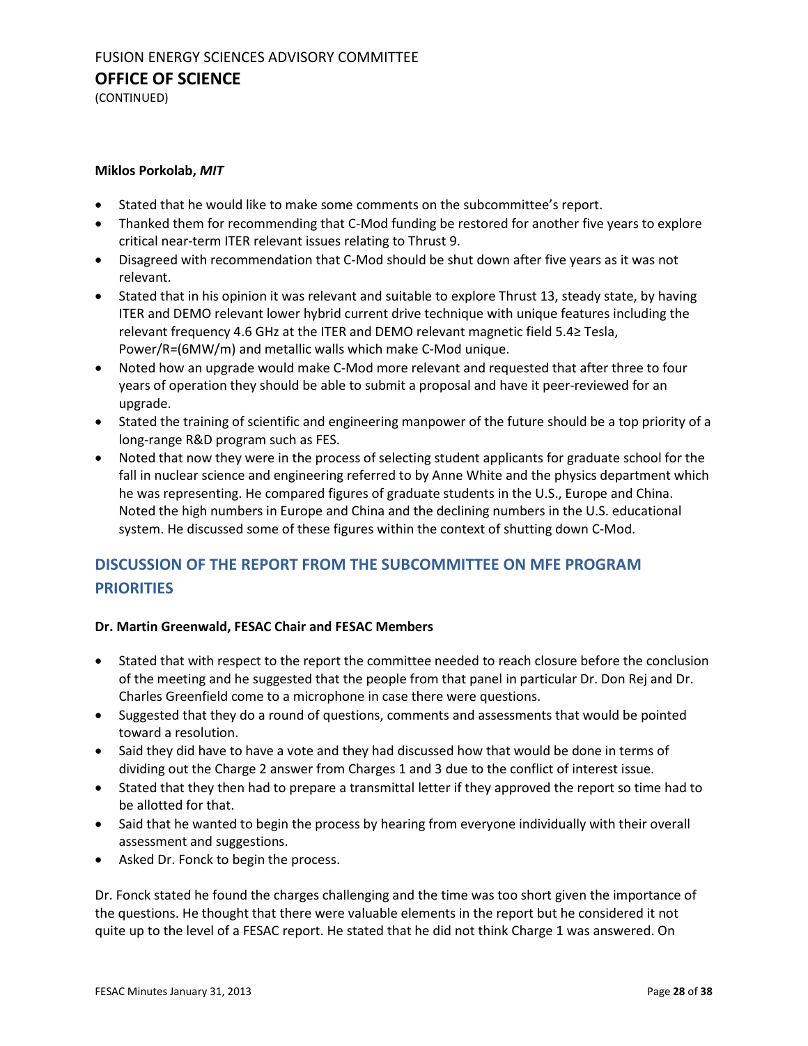**Miklos Porkolab,** ***MIT***

- Stated that he would like to make some comments on the subcommittee's report.
- Thanked them for recommending that C-Mod funding be restored for another five years to explore critical near-term ITER relevant issues relating to Thrust 9.
- Disagreed with recommendation that C-Mod should be shut down after five years as it was not relevant.
- Stated that in his opinion it was relevant and suitable to explore Thrust 13, steady state, by having ITER and DEMO relevant lower hybrid current drive technique with unique features including the relevant frequency 4.6 GHz at the ITER and DEMO relevant magnetic field 5.4≥ Tesla, Power/R=(6MW/m) and metallic walls which make C-Mod unique.
- Noted how an upgrade would make C-Mod more relevant and requested that after three to four years of operation they should be able to submit a proposal and have it peer-reviewed for an upgrade.
- Stated the training of scientific and engineering manpower of the future should be a top priority of a long-range R&D program such as FES.
- Noted that now they were in the process of selecting student applicants for graduate school for the fall in nuclear science and engineering referred to by Anne White and the physics department which he was representing. He compared figures of graduate students in the U.S., Europe and China. Noted the high numbers in Europe and China and the declining numbers in the U.S. educational system. He discussed some of these figures within the context of shutting down C-Mod.

## DISCUSSION OF THE REPORT FROM THE SUBCOMMITTEE ON MFE PROGRAM PRIORITIES

**Dr. Martin Greenwald, FESAC Chair and FESAC Members**

- Stated that with respect to the report the committee needed to reach closure before the conclusion of the meeting and he suggested that the people from that panel in particular Dr. Don Rej and Dr. Charles Greenfield come to a microphone in case there were questions.
- Suggested that they do a round of questions, comments and assessments that would be pointed toward a resolution.
- Said they did have to have a vote and they had discussed how that would be done in terms of dividing out the Charge 2 answer from Charges 1 and 3 due to the conflict of interest issue.
- Stated that they then had to prepare a transmittal letter if they approved the report so time had to be allotted for that.
- Said that he wanted to begin the process by hearing from everyone individually with their overall assessment and suggestions.
- Asked Dr. Fonck to begin the process.

Dr. Fonck stated he found the charges challenging and the time was too short given the importance of the questions. He thought that there were valuable elements in the report but he considered it not quite up to the level of a FESAC report. He stated that he did not think Charge 1 was answered. On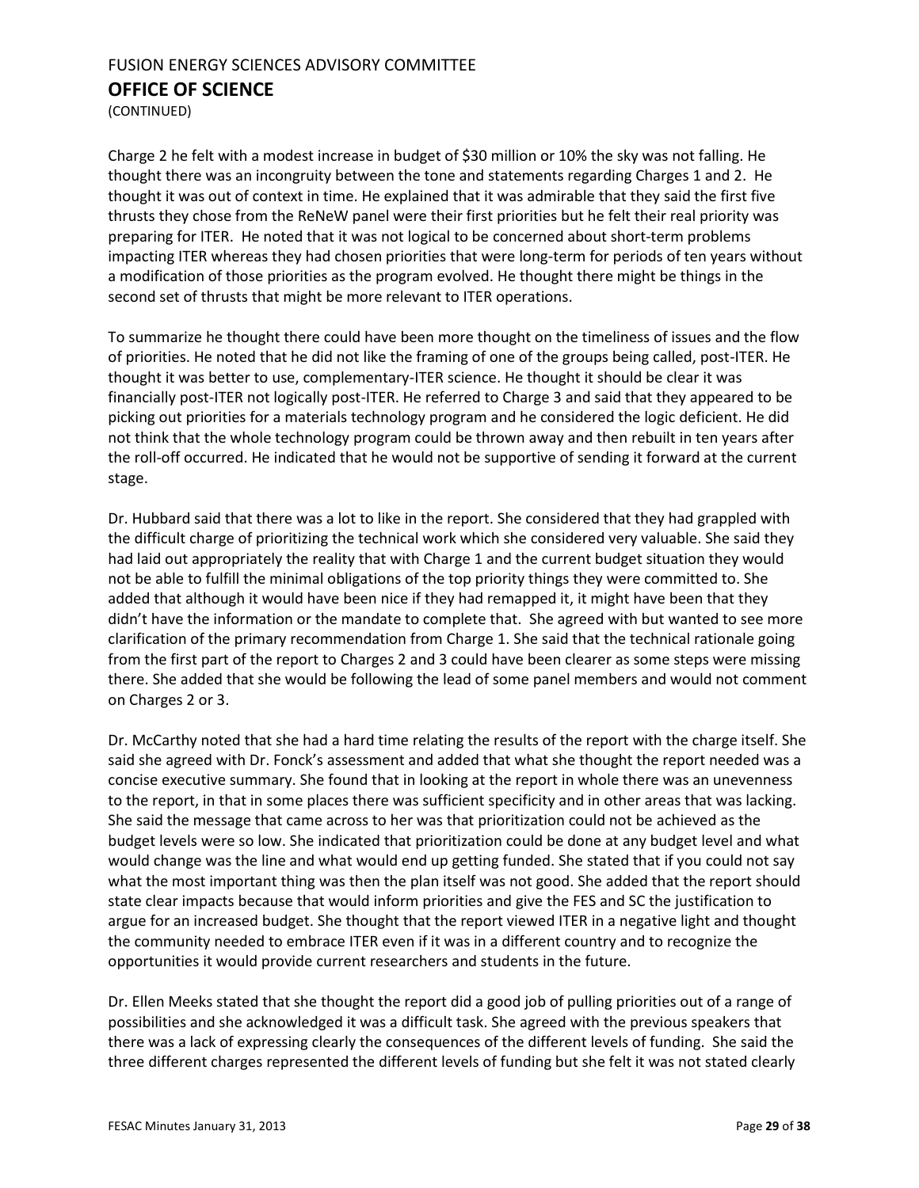Charge 2 he felt with a modest increase in budget of $30 million or 10% the sky was not falling. He thought there was an incongruity between the tone and statements regarding Charges 1 and 2. He thought it was out of context in time. He explained that it was admirable that they said the first five thrusts they chose from the ReNeW panel were their first priorities but he felt their real priority was preparing for ITER. He noted that it was not logical to be concerned about short-term problems impacting ITER whereas they had chosen priorities that were long-term for periods of ten years without a modification of those priorities as the program evolved. He thought there might be things in the second set of thrusts that might be more relevant to ITER operations.

To summarize he thought there could have been more thought on the timeliness of issues and the flow of priorities. He noted that he did not like the framing of one of the groups being called, post-ITER. He thought it was better to use, complementary-ITER science. He thought it should be clear it was financially post-ITER not logically post-ITER. He referred to Charge 3 and said that they appeared to be picking out priorities for a materials technology program and he considered the logic deficient. He did not think that the whole technology program could be thrown away and then rebuilt in ten years after the roll-off occurred. He indicated that he would not be supportive of sending it forward at the current stage.

Dr. Hubbard said that there was a lot to like in the report. She considered that they had grappled with the difficult charge of prioritizing the technical work which she considered very valuable. She said they had laid out appropriately the reality that with Charge 1 and the current budget situation they would not be able to fulfill the minimal obligations of the top priority things they were committed to. She added that although it would have been nice if they had remapped it, it might have been that they didn't have the information or the mandate to complete that. She agreed with but wanted to see more clarification of the primary recommendation from Charge 1. She said that the technical rationale going from the first part of the report to Charges 2 and 3 could have been clearer as some steps were missing there. She added that she would be following the lead of some panel members and would not comment on Charges 2 or 3.

Dr. McCarthy noted that she had a hard time relating the results of the report with the charge itself. She said she agreed with Dr. Fonck's assessment and added that what she thought the report needed was a concise executive summary. She found that in looking at the report in whole there was an unevenness to the report, in that in some places there was sufficient specificity and in other areas that was lacking. She said the message that came across to her was that prioritization could not be achieved as the budget levels were so low. She indicated that prioritization could be done at any budget level and what would change was the line and what would end up getting funded. She stated that if you could not say what the most important thing was then the plan itself was not good. She added that the report should state clear impacts because that would inform priorities and give the FES and SC the justification to argue for an increased budget. She thought that the report viewed ITER in a negative light and thought the community needed to embrace ITER even if it was in a different country and to recognize the opportunities it would provide current researchers and students in the future.

Dr. Ellen Meeks stated that she thought the report did a good job of pulling priorities out of a range of possibilities and she acknowledged it was a difficult task. She agreed with the previous speakers that there was a lack of expressing clearly the consequences of the different levels of funding. She said the three different charges represented the different levels of funding but she felt it was not stated clearly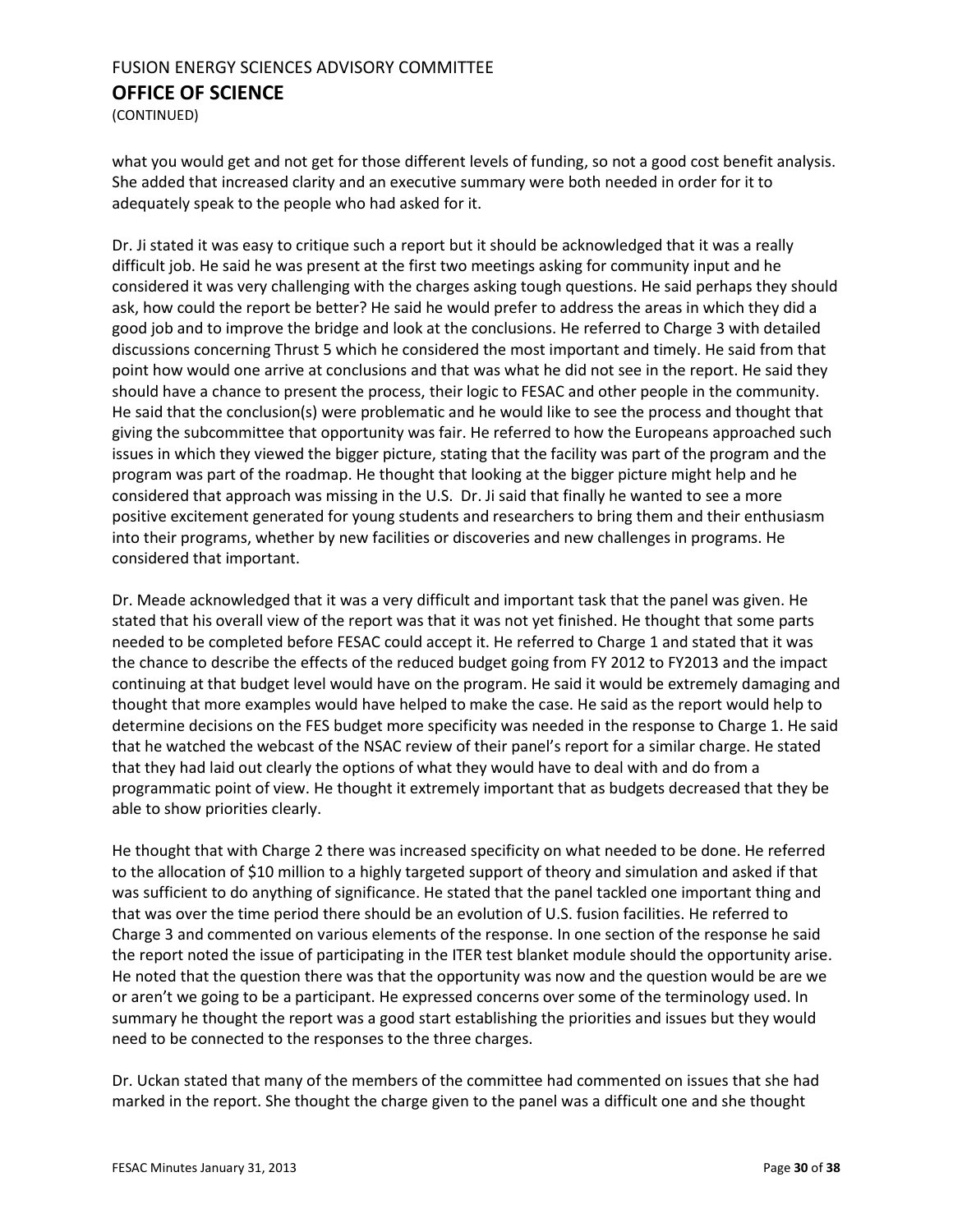what you would get and not get for those different levels of funding, so not a good cost benefit analysis. She added that increased clarity and an executive summary were both needed in order for it to adequately speak to the people who had asked for it.

Dr. Ji stated it was easy to critique such a report but it should be acknowledged that it was a really difficult job. He said he was present at the first two meetings asking for community input and he considered it was very challenging with the charges asking tough questions. He said perhaps they should ask, how could the report be better? He said he would prefer to address the areas in which they did a good job and to improve the bridge and look at the conclusions. He referred to Charge 3 with detailed discussions concerning Thrust 5 which he considered the most important and timely. He said from that point how would one arrive at conclusions and that was what he did not see in the report. He said they should have a chance to present the process, their logic to FESAC and other people in the community. He said that the conclusion(s) were problematic and he would like to see the process and thought that giving the subcommittee that opportunity was fair. He referred to how the Europeans approached such issues in which they viewed the bigger picture, stating that the facility was part of the program and the program was part of the roadmap. He thought that looking at the bigger picture might help and he considered that approach was missing in the U.S. Dr. Ji said that finally he wanted to see a more positive excitement generated for young students and researchers to bring them and their enthusiasm into their programs, whether by new facilities or discoveries and new challenges in programs. He considered that important.

Dr. Meade acknowledged that it was a very difficult and important task that the panel was given. He stated that his overall view of the report was that it was not yet finished. He thought that some parts needed to be completed before FESAC could accept it. He referred to Charge 1 and stated that it was the chance to describe the effects of the reduced budget going from FY 2012 to FY2013 and the impact continuing at that budget level would have on the program. He said it would be extremely damaging and thought that more examples would have helped to make the case. He said as the report would help to determine decisions on the FES budget more specificity was needed in the response to Charge 1. He said that he watched the webcast of the NSAC review of their panel's report for a similar charge. He stated that they had laid out clearly the options of what they would have to deal with and do from a programmatic point of view. He thought it extremely important that as budgets decreased that they be able to show priorities clearly.

He thought that with Charge 2 there was increased specificity on what needed to be done. He referred to the allocation of $10 million to a highly targeted support of theory and simulation and asked if that was sufficient to do anything of significance. He stated that the panel tackled one important thing and that was over the time period there should be an evolution of U.S. fusion facilities. He referred to Charge 3 and commented on various elements of the response. In one section of the response he said the report noted the issue of participating in the ITER test blanket module should the opportunity arise. He noted that the question there was that the opportunity was now and the question would be are we or aren't we going to be a participant. He expressed concerns over some of the terminology used. In summary he thought the report was a good start establishing the priorities and issues but they would need to be connected to the responses to the three charges.

Dr. Uckan stated that many of the members of the committee had commented on issues that she had marked in the report. She thought the charge given to the panel was a difficult one and she thought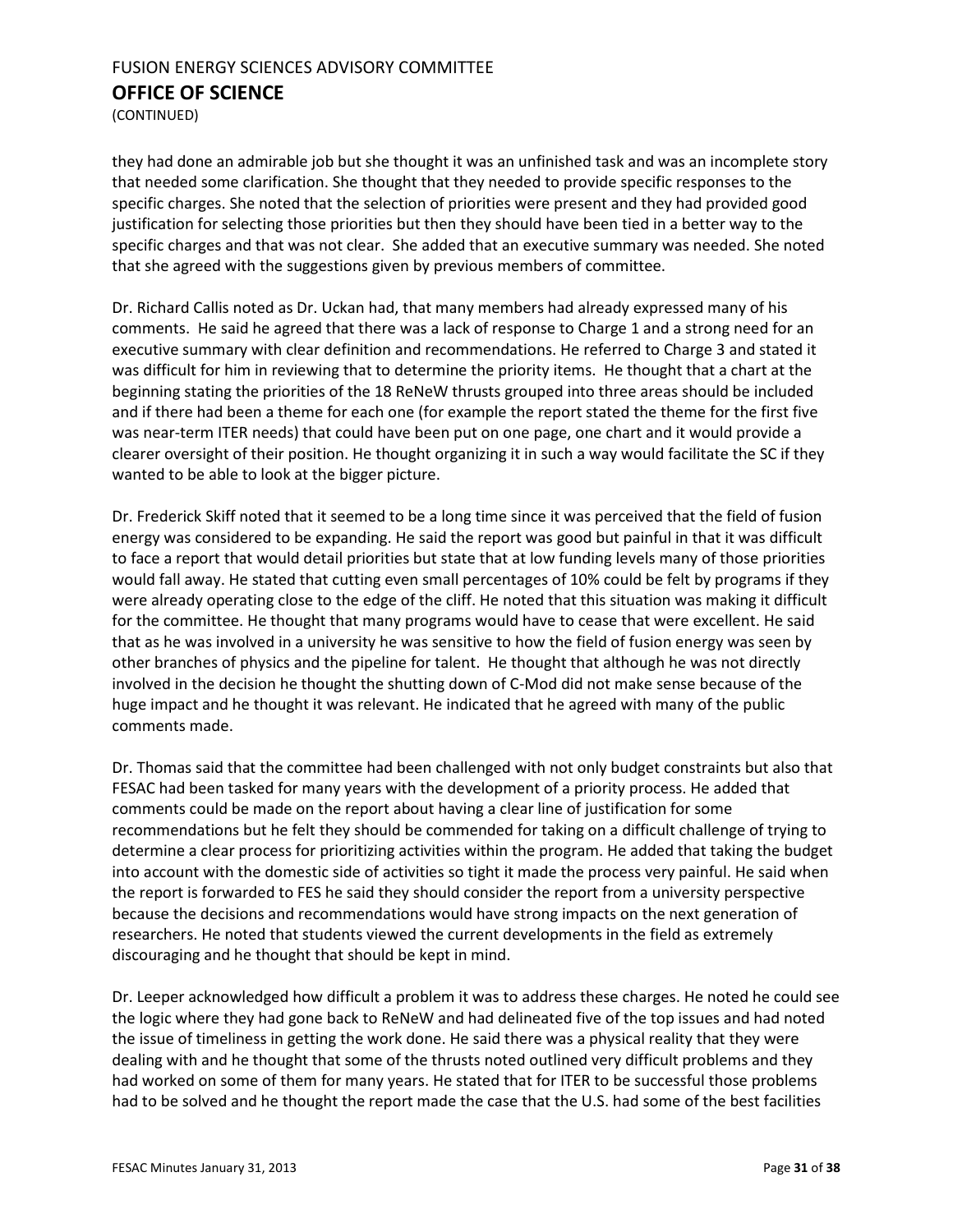they had done an admirable job but she thought it was an unfinished task and was an incomplete story that needed some clarification. She thought that they needed to provide specific responses to the specific charges. She noted that the selection of priorities were present and they had provided good justification for selecting those priorities but then they should have been tied in a better way to the specific charges and that was not clear. She added that an executive summary was needed. She noted that she agreed with the suggestions given by previous members of committee.

Dr. Richard Callis noted as Dr. Uckan had, that many members had already expressed many of his comments. He said he agreed that there was a lack of response to Charge 1 and a strong need for an executive summary with clear definition and recommendations. He referred to Charge 3 and stated it was difficult for him in reviewing that to determine the priority items. He thought that a chart at the beginning stating the priorities of the 18 ReNeW thrusts grouped into three areas should be included and if there had been a theme for each one (for example the report stated the theme for the first five was near-term ITER needs) that could have been put on one page, one chart and it would provide a clearer oversight of their position. He thought organizing it in such a way would facilitate the SC if they wanted to be able to look at the bigger picture.

Dr. Frederick Skiff noted that it seemed to be a long time since it was perceived that the field of fusion energy was considered to be expanding. He said the report was good but painful in that it was difficult to face a report that would detail priorities but state that at low funding levels many of those priorities would fall away. He stated that cutting even small percentages of 10% could be felt by programs if they were already operating close to the edge of the cliff. He noted that this situation was making it difficult for the committee. He thought that many programs would have to cease that were excellent. He said that as he was involved in a university he was sensitive to how the field of fusion energy was seen by other branches of physics and the pipeline for talent. He thought that although he was not directly involved in the decision he thought the shutting down of C-Mod did not make sense because of the huge impact and he thought it was relevant. He indicated that he agreed with many of the public comments made.

Dr. Thomas said that the committee had been challenged with not only budget constraints but also that FESAC had been tasked for many years with the development of a priority process. He added that comments could be made on the report about having a clear line of justification for some recommendations but he felt they should be commended for taking on a difficult challenge of trying to determine a clear process for prioritizing activities within the program. He added that taking the budget into account with the domestic side of activities so tight it made the process very painful. He said when the report is forwarded to FES he said they should consider the report from a university perspective because the decisions and recommendations would have strong impacts on the next generation of researchers. He noted that students viewed the current developments in the field as extremely discouraging and he thought that should be kept in mind.

Dr. Leeper acknowledged how difficult a problem it was to address these charges. He noted he could see the logic where they had gone back to ReNeW and had delineated five of the top issues and had noted the issue of timeliness in getting the work done. He said there was a physical reality that they were dealing with and he thought that some of the thrusts noted outlined very difficult problems and they had worked on some of them for many years. He stated that for ITER to be successful those problems had to be solved and he thought the report made the case that the U.S. had some of the best facilities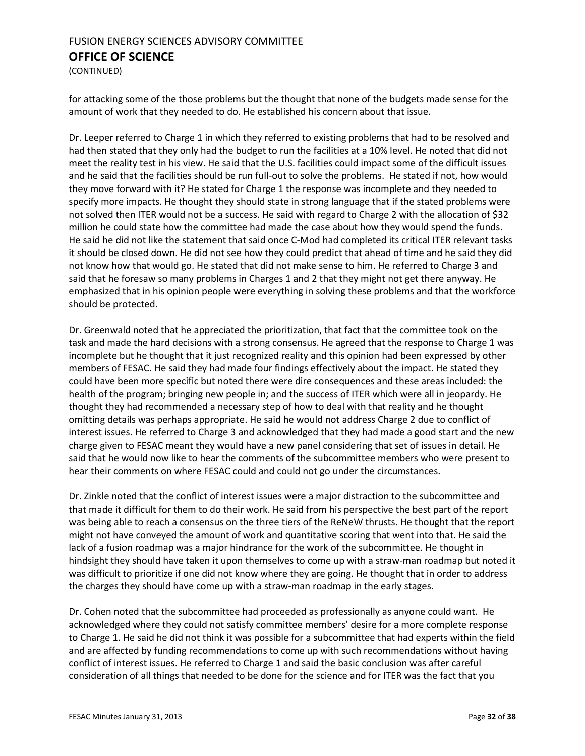for attacking some of the those problems but the thought that none of the budgets made sense for the amount of work that they needed to do. He established his concern about that issue.

Dr. Leeper referred to Charge 1 in which they referred to existing problems that had to be resolved and had then stated that they only had the budget to run the facilities at a 10% level. He noted that did not meet the reality test in his view. He said that the U.S. facilities could impact some of the difficult issues and he said that the facilities should be run full-out to solve the problems. He stated if not, how would they move forward with it? He stated for Charge 1 the response was incomplete and they needed to specify more impacts. He thought they should state in strong language that if the stated problems were not solved then ITER would not be a success. He said with regard to Charge 2 with the allocation of $32 million he could state how the committee had made the case about how they would spend the funds. He said he did not like the statement that said once C-Mod had completed its critical ITER relevant tasks it should be closed down. He did not see how they could predict that ahead of time and he said they did not know how that would go. He stated that did not make sense to him. He referred to Charge 3 and said that he foresaw so many problems in Charges 1 and 2 that they might not get there anyway. He emphasized that in his opinion people were everything in solving these problems and that the workforce should be protected.

Dr. Greenwald noted that he appreciated the prioritization, that fact that the committee took on the task and made the hard decisions with a strong consensus. He agreed that the response to Charge 1 was incomplete but he thought that it just recognized reality and this opinion had been expressed by other members of FESAC. He said they had made four findings effectively about the impact. He stated they could have been more specific but noted there were dire consequences and these areas included: the health of the program; bringing new people in; and the success of ITER which were all in jeopardy. He thought they had recommended a necessary step of how to deal with that reality and he thought omitting details was perhaps appropriate. He said he would not address Charge 2 due to conflict of interest issues. He referred to Charge 3 and acknowledged that they had made a good start and the new charge given to FESAC meant they would have a new panel considering that set of issues in detail. He said that he would now like to hear the comments of the subcommittee members who were present to hear their comments on where FESAC could and could not go under the circumstances.

Dr. Zinkle noted that the conflict of interest issues were a major distraction to the subcommittee and that made it difficult for them to do their work. He said from his perspective the best part of the report was being able to reach a consensus on the three tiers of the ReNeW thrusts. He thought that the report might not have conveyed the amount of work and quantitative scoring that went into that. He said the lack of a fusion roadmap was a major hindrance for the work of the subcommittee. He thought in hindsight they should have taken it upon themselves to come up with a straw-man roadmap but noted it was difficult to prioritize if one did not know where they are going. He thought that in order to address the charges they should have come up with a straw-man roadmap in the early stages.

Dr. Cohen noted that the subcommittee had proceeded as professionally as anyone could want. He acknowledged where they could not satisfy committee members' desire for a more complete response to Charge 1. He said he did not think it was possible for a subcommittee that had experts within the field and are affected by funding recommendations to come up with such recommendations without having conflict of interest issues. He referred to Charge 1 and said the basic conclusion was after careful consideration of all things that needed to be done for the science and for ITER was the fact that you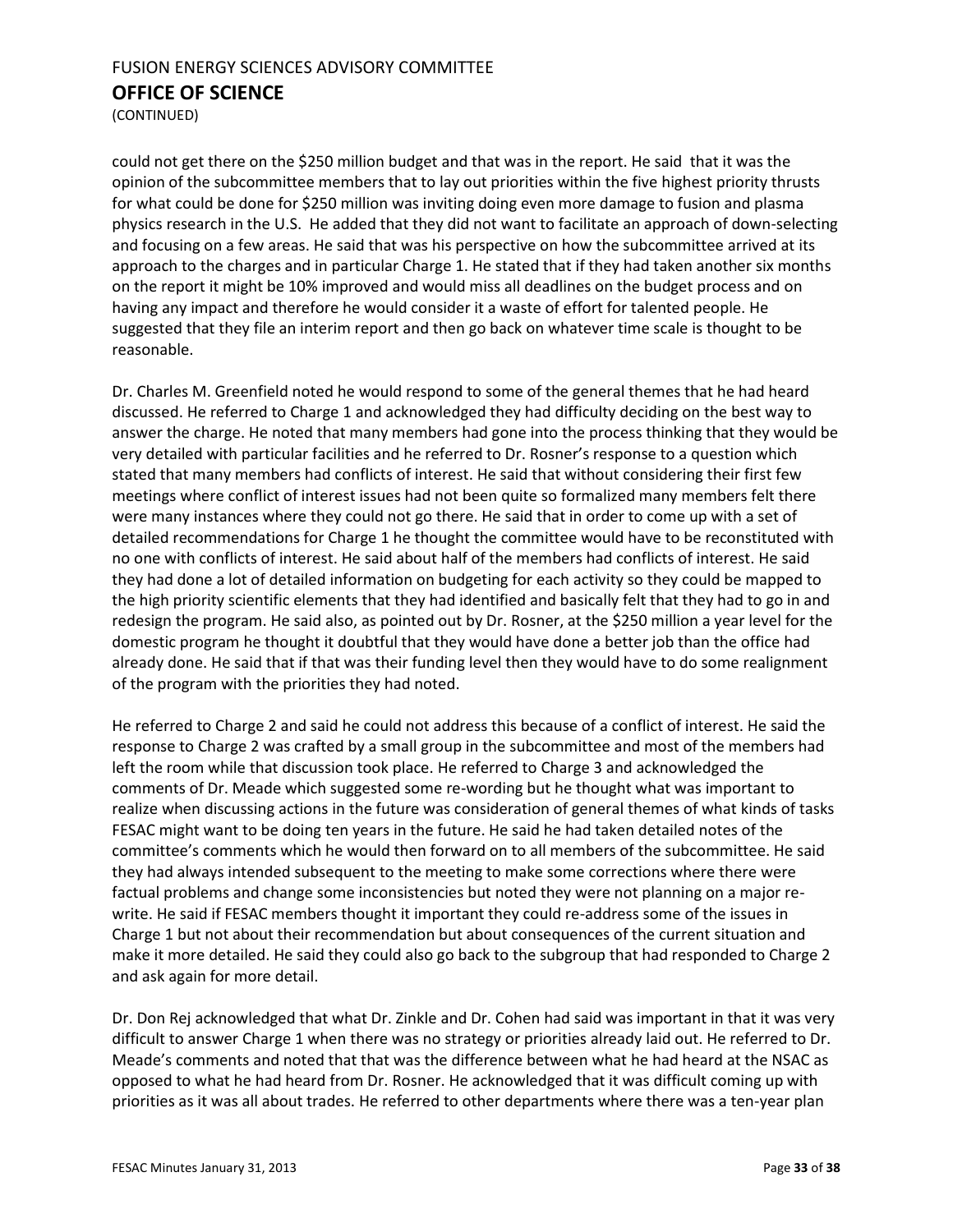could not get there on the $250 million budget and that was in the report. He said that it was the opinion of the subcommittee members that to lay out priorities within the five highest priority thrusts for what could be done for $250 million was inviting doing even more damage to fusion and plasma physics research in the U.S. He added that they did not want to facilitate an approach of down-selecting and focusing on a few areas. He said that was his perspective on how the subcommittee arrived at its approach to the charges and in particular Charge 1. He stated that if they had taken another six months on the report it might be 10% improved and would miss all deadlines on the budget process and on having any impact and therefore he would consider it a waste of effort for talented people. He suggested that they file an interim report and then go back on whatever time scale is thought to be reasonable.

Dr. Charles M. Greenfield noted he would respond to some of the general themes that he had heard discussed. He referred to Charge 1 and acknowledged they had difficulty deciding on the best way to answer the charge. He noted that many members had gone into the process thinking that they would be very detailed with particular facilities and he referred to Dr. Rosner's response to a question which stated that many members had conflicts of interest. He said that without considering their first few meetings where conflict of interest issues had not been quite so formalized many members felt there were many instances where they could not go there. He said that in order to come up with a set of detailed recommendations for Charge 1 he thought the committee would have to be reconstituted with no one with conflicts of interest. He said about half of the members had conflicts of interest. He said they had done a lot of detailed information on budgeting for each activity so they could be mapped to the high priority scientific elements that they had identified and basically felt that they had to go in and redesign the program. He said also, as pointed out by Dr. Rosner, at the $250 million a year level for the domestic program he thought it doubtful that they would have done a better job than the office had already done. He said that if that was their funding level then they would have to do some realignment of the program with the priorities they had noted.

He referred to Charge 2 and said he could not address this because of a conflict of interest. He said the response to Charge 2 was crafted by a small group in the subcommittee and most of the members had left the room while that discussion took place. He referred to Charge 3 and acknowledged the comments of Dr. Meade which suggested some re-wording but he thought what was important to realize when discussing actions in the future was consideration of general themes of what kinds of tasks FESAC might want to be doing ten years in the future. He said he had taken detailed notes of the committee's comments which he would then forward on to all members of the subcommittee. He said they had always intended subsequent to the meeting to make some corrections where there were factual problems and change some inconsistencies but noted they were not planning on a major re-write. He said if FESAC members thought it important they could re-address some of the issues in Charge 1 but not about their recommendation but about consequences of the current situation and make it more detailed. He said they could also go back to the subgroup that had responded to Charge 2 and ask again for more detail.

Dr. Don Rej acknowledged that what Dr. Zinkle and Dr. Cohen had said was important in that it was very difficult to answer Charge 1 when there was no strategy or priorities already laid out. He referred to Dr. Meade's comments and noted that that was the difference between what he had heard at the NSAC as opposed to what he had heard from Dr. Rosner. He acknowledged that it was difficult coming up with priorities as it was all about trades. He referred to other departments where there was a ten-year plan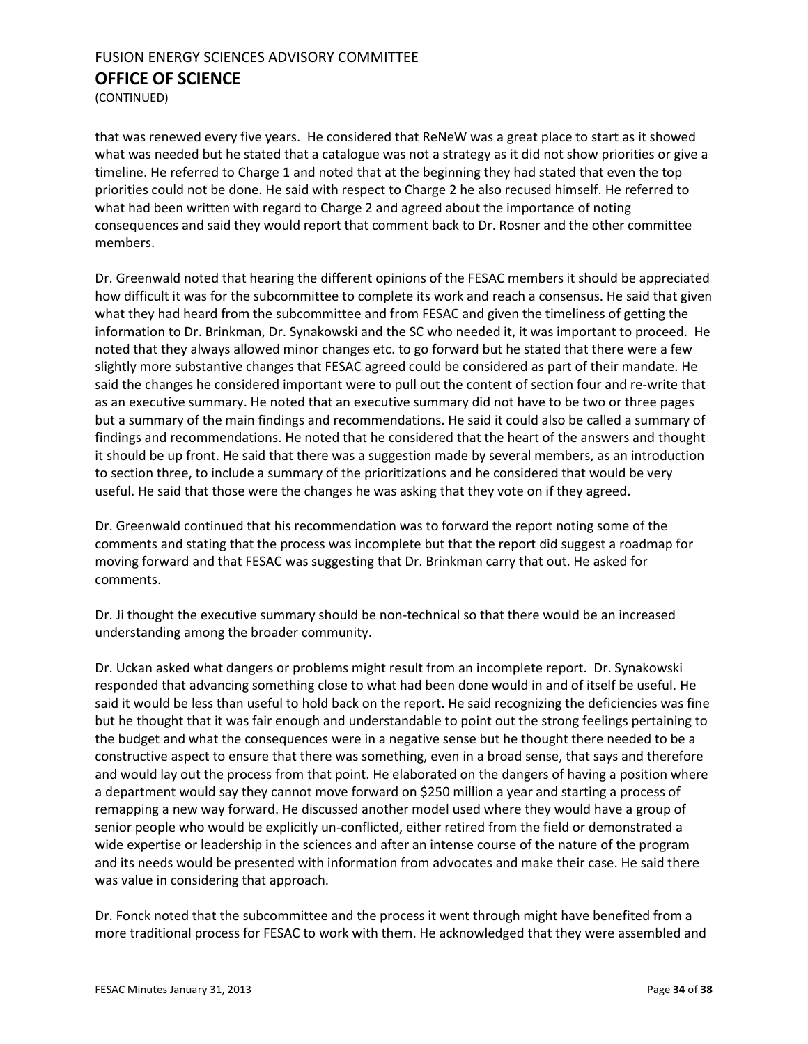that was renewed every five years. He considered that ReNeW was a great place to start as it showed what was needed but he stated that a catalogue was not a strategy as it did not show priorities or give a timeline. He referred to Charge 1 and noted that at the beginning they had stated that even the top priorities could not be done. He said with respect to Charge 2 he also recused himself. He referred to what had been written with regard to Charge 2 and agreed about the importance of noting consequences and said they would report that comment back to Dr. Rosner and the other committee members.

Dr. Greenwald noted that hearing the different opinions of the FESAC members it should be appreciated how difficult it was for the subcommittee to complete its work and reach a consensus. He said that given what they had heard from the subcommittee and from FESAC and given the timeliness of getting the information to Dr. Brinkman, Dr. Synakowski and the SC who needed it, it was important to proceed. He noted that they always allowed minor changes etc. to go forward but he stated that there were a few slightly more substantive changes that FESAC agreed could be considered as part of their mandate. He said the changes he considered important were to pull out the content of section four and re-write that as an executive summary. He noted that an executive summary did not have to be two or three pages but a summary of the main findings and recommendations. He said it could also be called a summary of findings and recommendations. He noted that he considered that the heart of the answers and thought it should be up front. He said that there was a suggestion made by several members, as an introduction to section three, to include a summary of the prioritizations and he considered that would be very useful. He said that those were the changes he was asking that they vote on if they agreed.

Dr. Greenwald continued that his recommendation was to forward the report noting some of the comments and stating that the process was incomplete but that the report did suggest a roadmap for moving forward and that FESAC was suggesting that Dr. Brinkman carry that out. He asked for comments.

Dr. Ji thought the executive summary should be non-technical so that there would be an increased understanding among the broader community.

Dr. Uckan asked what dangers or problems might result from an incomplete report. Dr. Synakowski responded that advancing something close to what had been done would in and of itself be useful. He said it would be less than useful to hold back on the report. He said recognizing the deficiencies was fine but he thought that it was fair enough and understandable to point out the strong feelings pertaining to the budget and what the consequences were in a negative sense but he thought there needed to be a constructive aspect to ensure that there was something, even in a broad sense, that says and therefore and would lay out the process from that point. He elaborated on the dangers of having a position where a department would say they cannot move forward on $250 million a year and starting a process of remapping a new way forward. He discussed another model used where they would have a group of senior people who would be explicitly un-conflicted, either retired from the field or demonstrated a wide expertise or leadership in the sciences and after an intense course of the nature of the program and its needs would be presented with information from advocates and make their case. He said there was value in considering that approach.

Dr. Fonck noted that the subcommittee and the process it went through might have benefited from a more traditional process for FESAC to work with them. He acknowledged that they were assembled and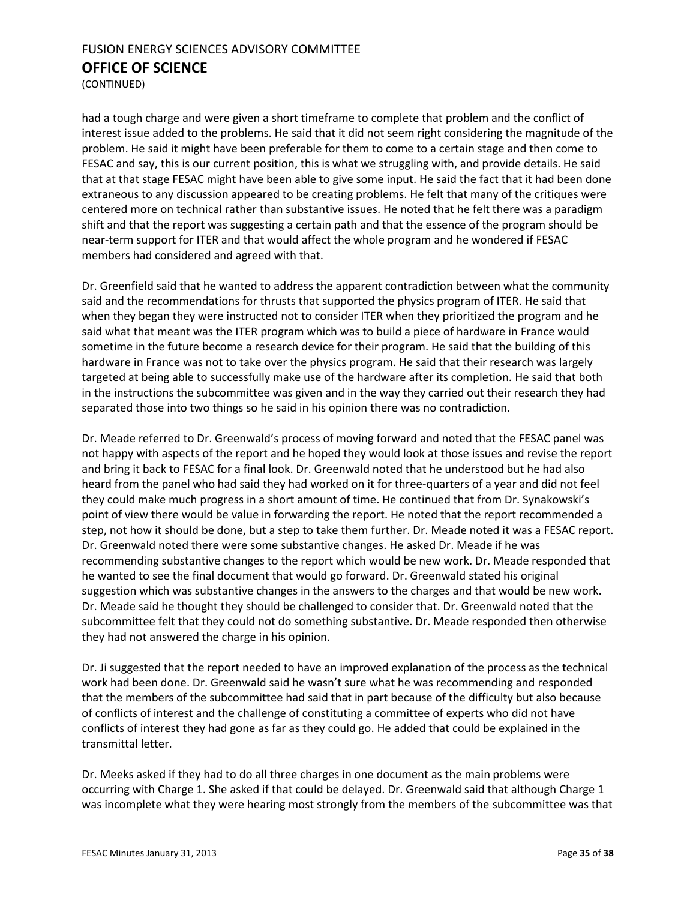had a tough charge and were given a short timeframe to complete that problem and the conflict of interest issue added to the problems. He said that it did not seem right considering the magnitude of the problem. He said it might have been preferable for them to come to a certain stage and then come to FESAC and say, this is our current position, this is what we struggling with, and provide details. He said that at that stage FESAC might have been able to give some input. He said the fact that it had been done extraneous to any discussion appeared to be creating problems. He felt that many of the critiques were centered more on technical rather than substantive issues. He noted that he felt there was a paradigm shift and that the report was suggesting a certain path and that the essence of the program should be near-term support for ITER and that would affect the whole program and he wondered if FESAC members had considered and agreed with that.

Dr. Greenfield said that he wanted to address the apparent contradiction between what the community said and the recommendations for thrusts that supported the physics program of ITER. He said that when they began they were instructed not to consider ITER when they prioritized the program and he said what that meant was the ITER program which was to build a piece of hardware in France would sometime in the future become a research device for their program. He said that the building of this hardware in France was not to take over the physics program. He said that their research was largely targeted at being able to successfully make use of the hardware after its completion. He said that both in the instructions the subcommittee was given and in the way they carried out their research they had separated those into two things so he said in his opinion there was no contradiction.

Dr. Meade referred to Dr. Greenwald's process of moving forward and noted that the FESAC panel was not happy with aspects of the report and he hoped they would look at those issues and revise the report and bring it back to FESAC for a final look. Dr. Greenwald noted that he understood but he had also heard from the panel who had said they had worked on it for three-quarters of a year and did not feel they could make much progress in a short amount of time. He continued that from Dr. Synakowski's point of view there would be value in forwarding the report. He noted that the report recommended a step, not how it should be done, but a step to take them further. Dr. Meade noted it was a FESAC report. Dr. Greenwald noted there were some substantive changes. He asked Dr. Meade if he was recommending substantive changes to the report which would be new work. Dr. Meade responded that he wanted to see the final document that would go forward. Dr. Greenwald stated his original suggestion which was substantive changes in the answers to the charges and that would be new work. Dr. Meade said he thought they should be challenged to consider that. Dr. Greenwald noted that the subcommittee felt that they could not do something substantive. Dr. Meade responded then otherwise they had not answered the charge in his opinion.

Dr. Ji suggested that the report needed to have an improved explanation of the process as the technical work had been done. Dr. Greenwald said he wasn't sure what he was recommending and responded that the members of the subcommittee had said that in part because of the difficulty but also because of conflicts of interest and the challenge of constituting a committee of experts who did not have conflicts of interest they had gone as far as they could go. He added that could be explained in the transmittal letter.

Dr. Meeks asked if they had to do all three charges in one document as the main problems were occurring with Charge 1. She asked if that could be delayed. Dr. Greenwald said that although Charge 1 was incomplete what they were hearing most strongly from the members of the subcommittee was that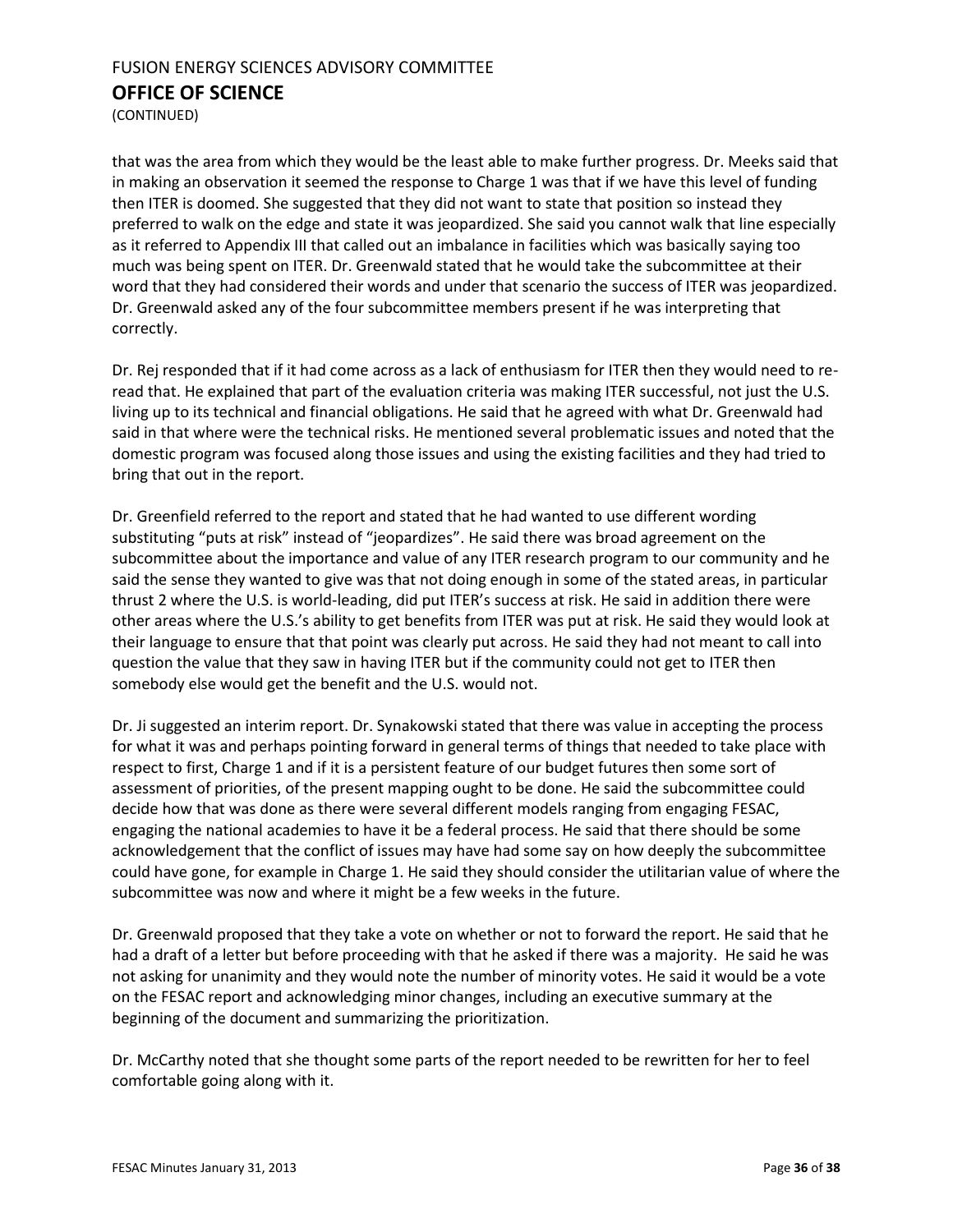that was the area from which they would be the least able to make further progress. Dr. Meeks said that in making an observation it seemed the response to Charge 1 was that if we have this level of funding then ITER is doomed. She suggested that they did not want to state that position so instead they preferred to walk on the edge and state it was jeopardized. She said you cannot walk that line especially as it referred to Appendix III that called out an imbalance in facilities which was basically saying too much was being spent on ITER. Dr. Greenwald stated that he would take the subcommittee at their word that they had considered their words and under that scenario the success of ITER was jeopardized. Dr. Greenwald asked any of the four subcommittee members present if he was interpreting that correctly.

Dr. Rej responded that if it had come across as a lack of enthusiasm for ITER then they would need to re-read that. He explained that part of the evaluation criteria was making ITER successful, not just the U.S. living up to its technical and financial obligations. He said that he agreed with what Dr. Greenwald had said in that where were the technical risks. He mentioned several problematic issues and noted that the domestic program was focused along those issues and using the existing facilities and they had tried to bring that out in the report.

Dr. Greenfield referred to the report and stated that he had wanted to use different wording substituting "puts at risk" instead of "jeopardizes". He said there was broad agreement on the subcommittee about the importance and value of any ITER research program to our community and he said the sense they wanted to give was that not doing enough in some of the stated areas, in particular thrust 2 where the U.S. is world-leading, did put ITER's success at risk. He said in addition there were other areas where the U.S.'s ability to get benefits from ITER was put at risk. He said they would look at their language to ensure that that point was clearly put across. He said they had not meant to call into question the value that they saw in having ITER but if the community could not get to ITER then somebody else would get the benefit and the U.S. would not.

Dr. Ji suggested an interim report. Dr. Synakowski stated that there was value in accepting the process for what it was and perhaps pointing forward in general terms of things that needed to take place with respect to first, Charge 1 and if it is a persistent feature of our budget futures then some sort of assessment of priorities, of the present mapping ought to be done. He said the subcommittee could decide how that was done as there were several different models ranging from engaging FESAC, engaging the national academies to have it be a federal process. He said that there should be some acknowledgement that the conflict of issues may have had some say on how deeply the subcommittee could have gone, for example in Charge 1. He said they should consider the utilitarian value of where the subcommittee was now and where it might be a few weeks in the future.

Dr. Greenwald proposed that they take a vote on whether or not to forward the report. He said that he had a draft of a letter but before proceeding with that he asked if there was a majority. He said he was not asking for unanimity and they would note the number of minority votes. He said it would be a vote on the FESAC report and acknowledging minor changes, including an executive summary at the beginning of the document and summarizing the prioritization.

Dr. McCarthy noted that she thought some parts of the report needed to be rewritten for her to feel comfortable going along with it.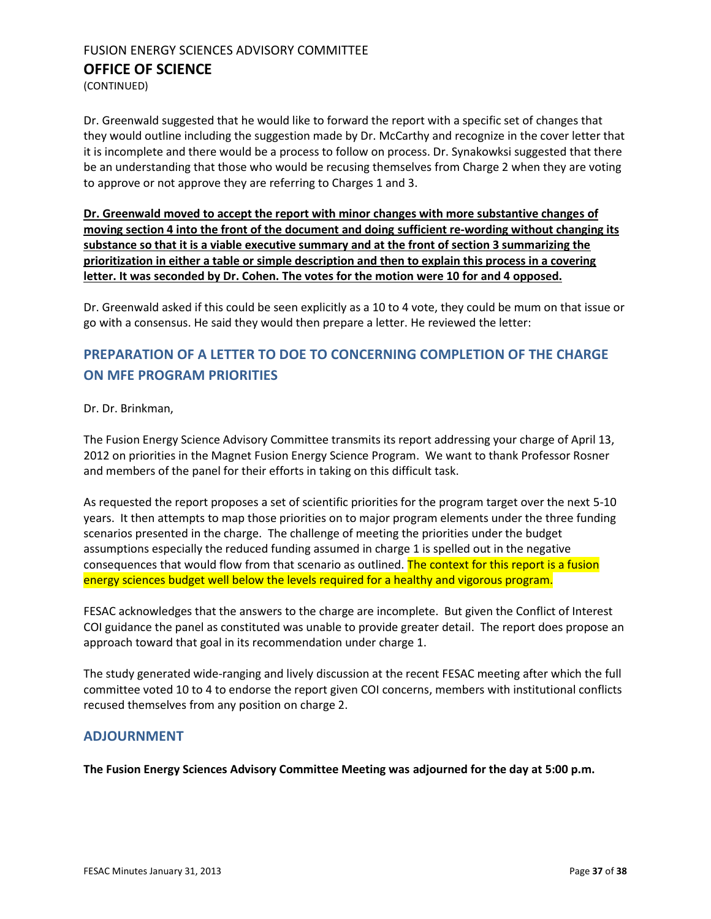Dr. Greenwald suggested that he would like to forward the report with a specific set of changes that they would outline including the suggestion made by Dr. McCarthy and recognize in the cover letter that it is incomplete and there would be a process to follow on process. Dr. Synakowksi suggested that there be an understanding that those who would be recusing themselves from Charge 2 when they are voting to approve or not approve they are referring to Charges 1 and 3.

**Dr. Greenwald moved to accept the report with minor changes with more substantive changes of moving section 4 into the front of the document and doing sufficient re-wording without changing its substance so that it is a viable executive summary and at the front of section 3 summarizing the prioritization in either a table or simple description and then to explain this process in a covering letter. It was seconded by Dr. Cohen. The votes for the motion were 10 for and 4 opposed.**

Dr. Greenwald asked if this could be seen explicitly as a 10 to 4 vote, they could be mum on that issue or go with a consensus. He said they would then prepare a letter. He reviewed the letter:

## PREPARATION OF A LETTER TO DOE TO CONCERNING COMPLETION OF THE CHARGE ON MFE PROGRAM PRIORITIES

Dr. Dr. Brinkman,

The Fusion Energy Science Advisory Committee transmits its report addressing your charge of April 13, 2012 on priorities in the Magnet Fusion Energy Science Program. We want to thank Professor Rosner and members of the panel for their efforts in taking on this difficult task.

As requested the report proposes a set of scientific priorities for the program target over the next 5-10 years. It then attempts to map those priorities on to major program elements under the three funding scenarios presented in the charge. The challenge of meeting the priorities under the budget assumptions especially the reduced funding assumed in charge 1 is spelled out in the negative consequences that would flow from that scenario as outlined. The context for this report is a fusion energy sciences budget well below the levels required for a healthy and vigorous program.

FESAC acknowledges that the answers to the charge are incomplete. But given the Conflict of Interest COI guidance the panel as constituted was unable to provide greater detail. The report does propose an approach toward that goal in its recommendation under charge 1.

The study generated wide-ranging and lively discussion at the recent FESAC meeting after which the full committee voted 10 to 4 to endorse the report given COI concerns, members with institutional conflicts recused themselves from any position on charge 2.

## ADJOURNMENT

**The Fusion Energy Sciences Advisory Committee Meeting was adjourned for the day at 5:00 p.m.**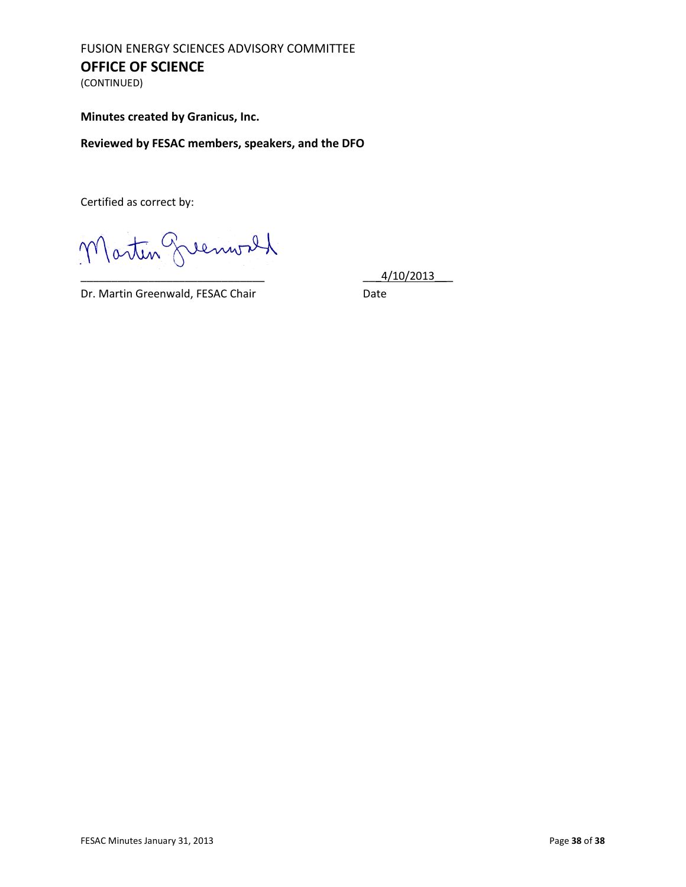FUSION ENERGY SCIENCES ADVISORY COMMITTEE

**OFFICE OF SCIENCE**

(CONTINUED)

**Minutes created by Granicus, Inc.**

**Reviewed by FESAC members, speakers, and the DFO**

Certified as correct by:

Martin Greenwald

_____________________________ ___4/10/2013___

Dr. Martin Greenwald, FESAC Chair Date